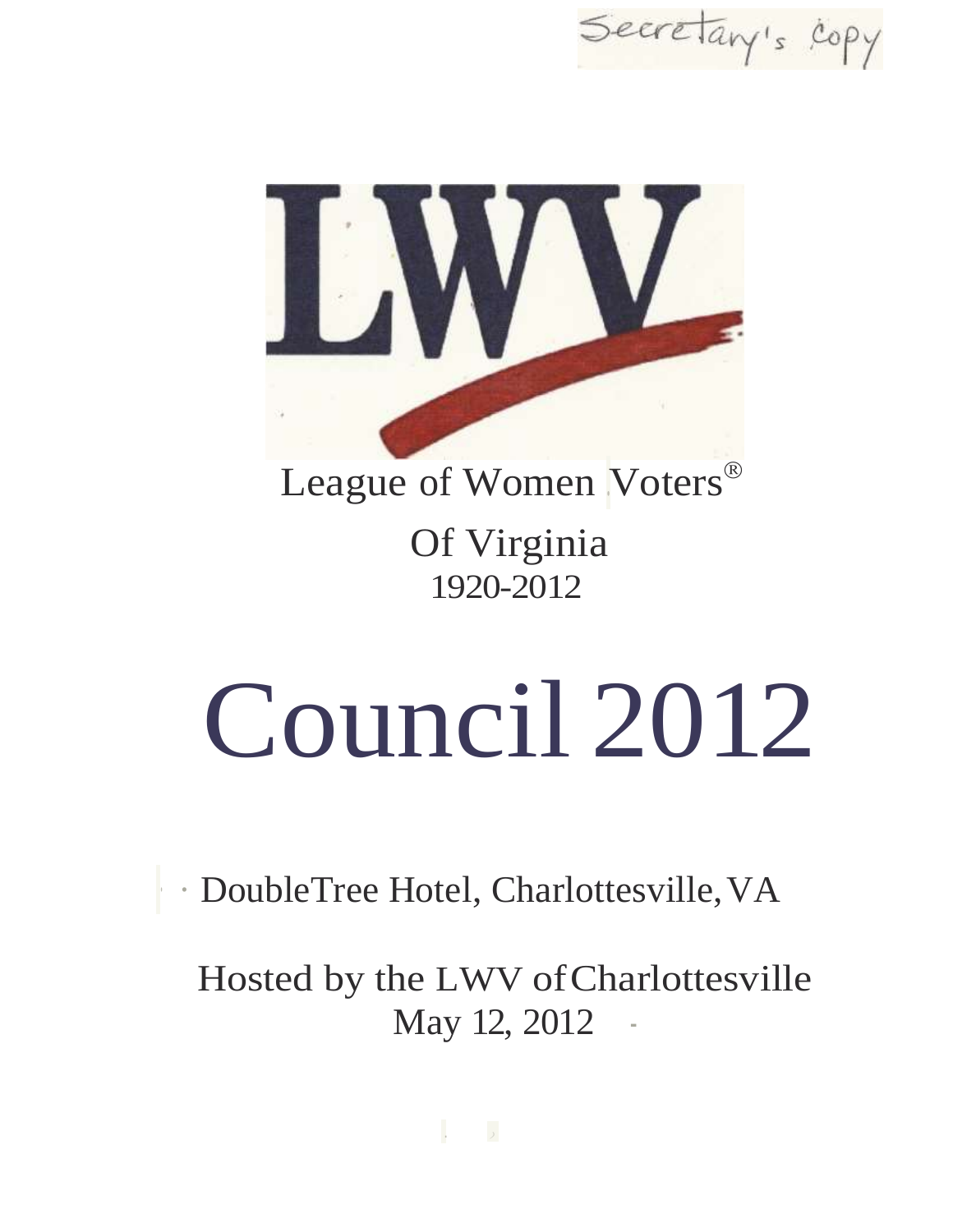Secretary's copy

LWV

League of Women Voters®

Of Virginia

1920-2012

# Council 2012

DoubleTree Hotel, Charlottesville, VA

Hosted by the LWV of Charlottesville

May 12, 2012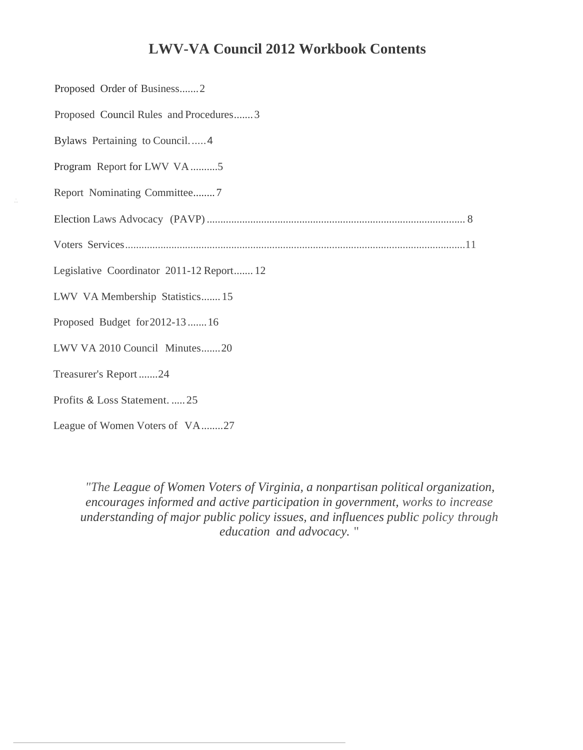# LWV-VA Council 2012 Workbook Contents

Proposed Order of Business.......2

Proposed Council Rules and Procedures.......3

Bylaws Pertaining to Council......4

Program Report for LWV VA..........5

Report Nominating Committee........7

Election Laws Advocacy (PAVP)............................................................................................. 8

Voters Services............................................................................................................................11

Legislative Coordinator 2011-12 Report....... 12

LWV VA Membership Statistics....... 15

Proposed Budget for 2012-13 ....... 16

LWV VA 2010 Council Minutes.......20

Treasurer's Report.......24

Profits & Loss Statement. .....25

League of Women Voters of VA........27

*"The League of Women Voters of Virginia, a nonpartisan political organization, encourages informed and active participation in government, works to increase understanding of major public policy issues, and influences public policy through education and advocacy."*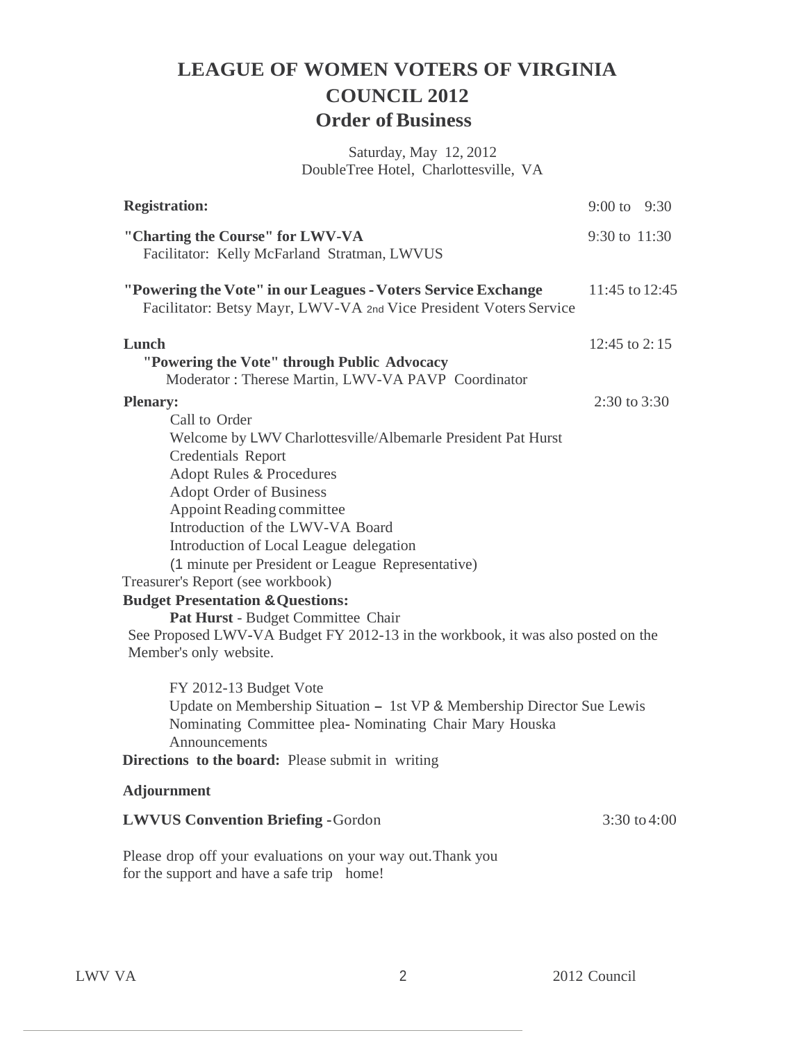# LEAGUE OF WOMEN VOTERS OF VIRGINIA

## COUNCIL 2012

## Order of Business

Saturday, May 12, 2012
DoubleTree Hotel, Charlottesville, VA

**Registration:** 9:00 to 9:30

**"Charting the Course" for LWV-VA** 9:30 to 11:30
Facilitator: Kelly McFarland Stratman, LWVUS

**"Powering the Vote" in our Leagues - Voters Service Exchange** 11:45 to 12:45
Facilitator: Betsy Mayr, LWV-VA 2nd Vice President Voters Service

**Lunch** 12:45 to 2:15
**"Powering the Vote" through Public Advocacy**
Moderator : Therese Martin, LWV-VA PAVP Coordinator

**Plenary:** 2:30 to 3:30

- Call to Order
- Welcome by LWV Charlottesville/Albemarle President Pat Hurst
- Credentials Report
- Adopt Rules & Procedures
- Adopt Order of Business
- Appoint Reading committee
- Introduction of the LWV-VA Board
- Introduction of Local League delegation
- (1 minute per President or League Representative)

Treasurer's Report (see workbook)

**Budget Presentation & Questions:**

**Pat Hurst** - Budget Committee Chair

See Proposed LWV-VA Budget FY 2012-13 in the workbook, it was also posted on the Member's only website.

- FY 2012-13 Budget Vote
- Update on Membership Situation – 1st VP & Membership Director Sue Lewis
- Nominating Committee plea- Nominating Chair Mary Houska
- Announcements

**Directions to the board:** Please submit in writing

**Adjournment**

**LWVUS Convention Briefing** -Gordon 3:30 to 4:00

Please drop off your evaluations on your way out.Thank you for the support and have a safe trip home!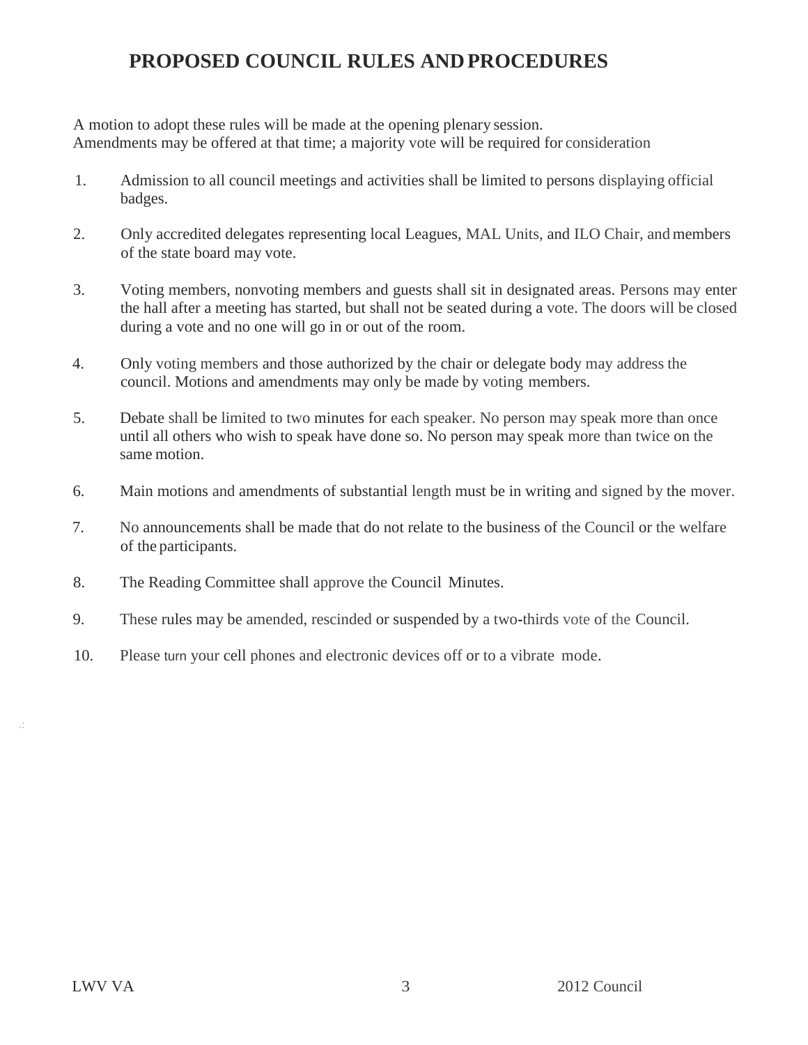# PROPOSED COUNCIL RULES AND PROCEDURES

A motion to adopt these rules will be made at the opening plenary session.
Amendments may be offered at that time; a majority vote will be required for consideration

1. Admission to all council meetings and activities shall be limited to persons displaying official badges.

2. Only accredited delegates representing local Leagues, MAL Units, and ILO Chair, and members of the state board may vote.

3. Voting members, nonvoting members and guests shall sit in designated areas. Persons may enter the hall after a meeting has started, but shall not be seated during a vote. The doors will be closed during a vote and no one will go in or out of the room.

4. Only voting members and those authorized by the chair or delegate body may address the council. Motions and amendments may only be made by voting members.

5. Debate shall be limited to two minutes for each speaker. No person may speak more than once until all others who wish to speak have done so. No person may speak more than twice on the same motion.

6. Main motions and amendments of substantial length must be in writing and signed by the mover.

7. No announcements shall be made that do not relate to the business of the Council or the welfare of the participants.

8. The Reading Committee shall approve the Council Minutes.

9. These rules may be amended, rescinded or suspended by a two-thirds vote of the Council.

10. Please turn your cell phones and electronic devices off or to a vibrate mode.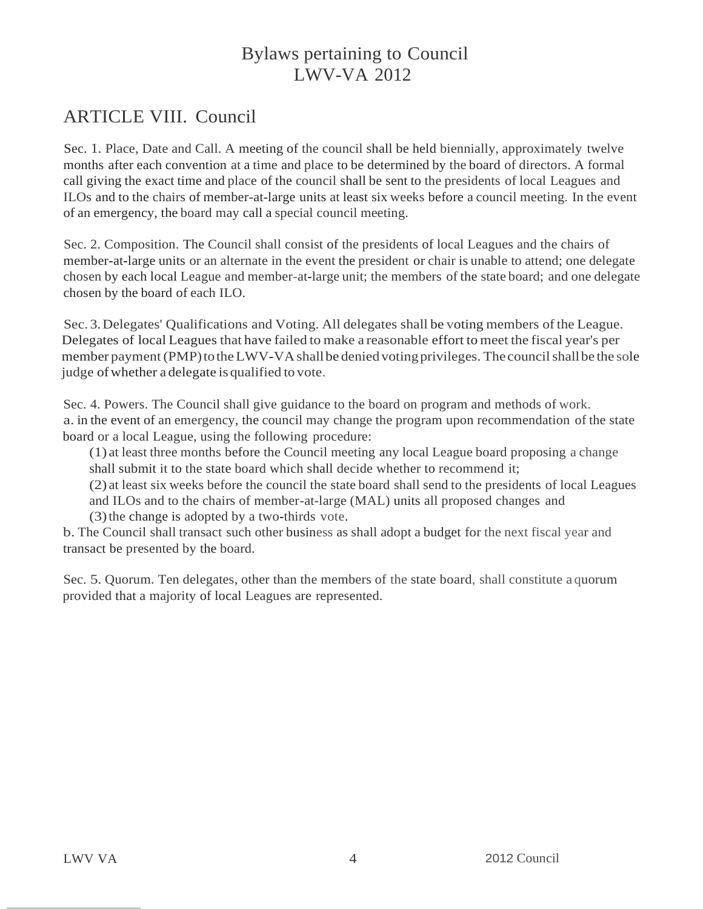# Bylaws pertaining to Council
# LWV-VA 2012

## ARTICLE VIII. Council

Sec. 1. Place, Date and Call. A meeting of the council shall be held biennially, approximately twelve months after each convention at a time and place to be determined by the board of directors. A formal call giving the exact time and place of the council shall be sent to the presidents of local Leagues and ILOs and to the chairs of member-at-large units at least six weeks before a council meeting. In the event of an emergency, the board may call a special council meeting.

Sec. 2. Composition. The Council shall consist of the presidents of local Leagues and the chairs of member-at-large units or an alternate in the event the president or chair is unable to attend; one delegate chosen by each local League and member-at-large unit; the members of the state board; and one delegate chosen by the board of each ILO.

Sec. 3. Delegates' Qualifications and Voting. All delegates shall be voting members of the League. Delegates of local Leagues that have failed to make a reasonable effort to meet the fiscal year's per member payment (PMP) to the LWV-VA shall be denied voting privileges. The council shall be the sole judge of whether a delegate is qualified to vote.

Sec. 4. Powers. The Council shall give guidance to the board on program and methods of work.

a. in the event of an emergency, the council may change the program upon recommendation of the state board or a local League, using the following procedure:

(1) at least three months before the Council meeting any local League board proposing a change shall submit it to the state board which shall decide whether to recommend it;

(2) at least six weeks before the council the state board shall send to the presidents of local Leagues and ILOs and to the chairs of member-at-large (MAL) units all proposed changes and

(3) the change is adopted by a two-thirds vote.

b. The Council shall transact such other business as shall adopt a budget for the next fiscal year and transact be presented by the board.

Sec. 5. Quorum. Ten delegates, other than the members of the state board, shall constitute a quorum provided that a majority of local Leagues are represented.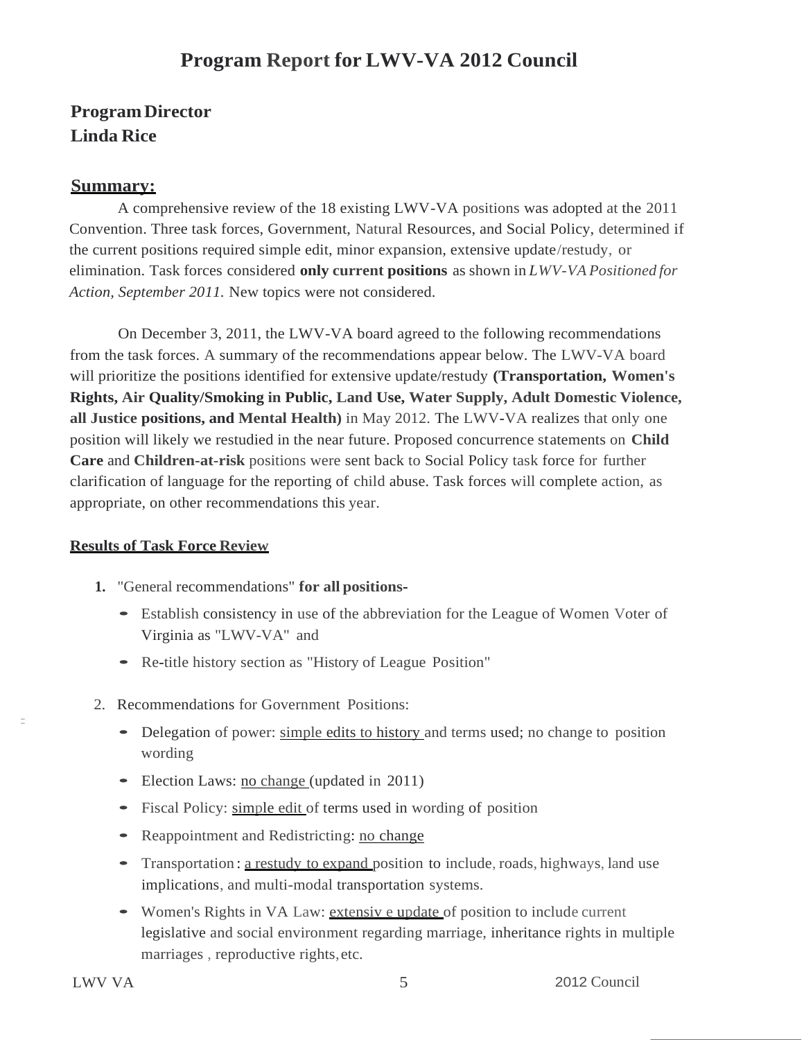# Program Report for LWV-VA 2012 Council

## Program Director
## Linda Rice

### Summary:

A comprehensive review of the 18 existing LWV-VA positions was adopted at the 2011 Convention. Three task forces, Government, Natural Resources, and Social Policy, determined if the current positions required simple edit, minor expansion, extensive update/restudy, or elimination. Task forces considered **only current positions** as shown in *LWV-VA Positioned for Action, September 2011.* New topics were not considered.

On December 3, 2011, the LWV-VA board agreed to the following recommendations from the task forces. A summary of the recommendations appear below. The LWV-VA board will prioritize the positions identified for extensive update/restudy **(Transportation, Women's Rights, Air Quality/Smoking in Public, Land Use, Water Supply, Adult Domestic Violence, all Justice positions, and Mental Health)** in May 2012. The LWV-VA realizes that only one position will likely we restudied in the near future. Proposed concurrence statements on **Child Care** and **Children-at-risk** positions were sent back to Social Policy task force for further clarification of language for the reporting of child abuse. Task forces will complete action, as appropriate, on other recommendations this year.

**Results of Task Force Review**

1. "General recommendations" **for all positions-**
   - Establish consistency in use of the abbreviation for the League of Women Voter of Virginia as "LWV-VA" and
   - Re-title history section as "History of League Position"

2. Recommendations for Government Positions:
   - Delegation of power: simple edits to history and terms used; no change to position wording
   - Election Laws: no change (updated in 2011)
   - Fiscal Policy: simple edit of terms used in wording of position
   - Reappointment and Redistricting: no change
   - Transportation: a restudy to expand position to include, roads, highways, land use implications, and multi-modal transportation systems.
   - Women's Rights in VA Law: extensiv e update of position to include current legislative and social environment regarding marriage, inheritance rights in multiple marriages , reproductive rights, etc.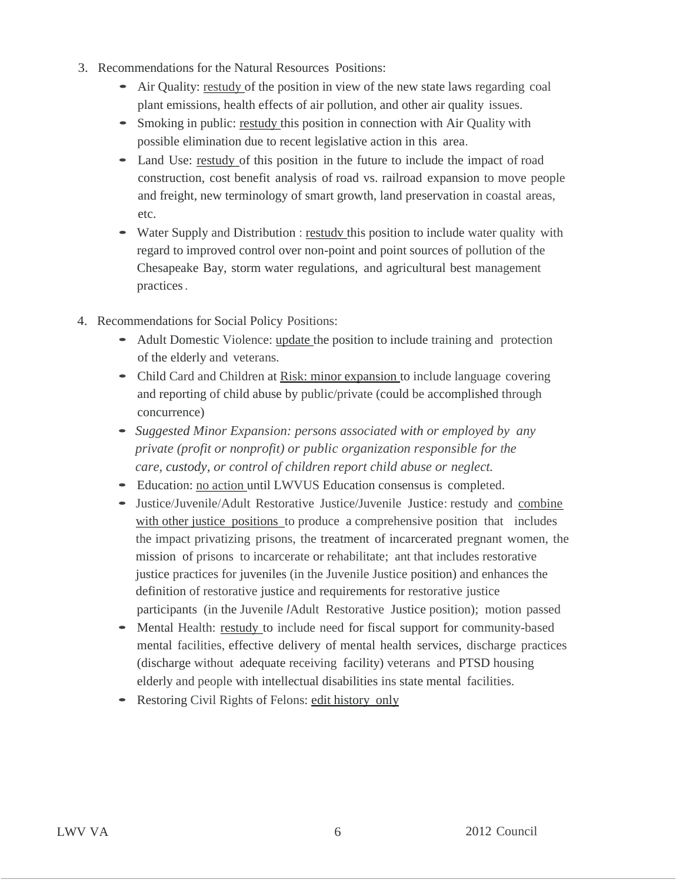3. Recommendations for the Natural Resources Positions:
    - Air Quality: restudy of the position in view of the new state laws regarding coal plant emissions, health effects of air pollution, and other air quality issues.
    - Smoking in public: restudy this position in connection with Air Quality with possible elimination due to recent legislative action in this area.
    - Land Use: restudy of this position in the future to include the impact of road construction, cost benefit analysis of road vs. railroad expansion to move people and freight, new terminology of smart growth, land preservation in coastal areas, etc.
    - Water Supply and Distribution : restudv this position to include water quality with regard to improved control over non-point and point sources of pollution of the Chesapeake Bay, storm water regulations, and agricultural best management practices.

4. Recommendations for Social Policy Positions:
    - Adult Domestic Violence: update the position to include training and protection of the elderly and veterans.
    - Child Card and Children at Risk: minor expansion to include language covering and reporting of child abuse by public/private (could be accomplished through concurrence)
    - *Suggested Minor Expansion: persons associated with or employed by any private (profit or nonprofit) or public organization responsible for the care, custody, or control of children report child abuse or neglect.*
    - Education: no action until LWVUS Education consensus is completed.
    - Justice/Juvenile/Adult Restorative Justice/Juvenile Justice: restudy and combine with other justice positions to produce a comprehensive position that includes the impact privatizing prisons, the treatment of incarcerated pregnant women, the mission of prisons to incarcerate or rehabilitate; ant that includes restorative justice practices for juveniles (in the Juvenile Justice position) and enhances the definition of restorative justice and requirements for restorative justice participants (in the Juvenile /Adult Restorative Justice position); motion passed
    - Mental Health: restudy to include need for fiscal support for community-based mental facilities, effective delivery of mental health services, discharge practices (discharge without adequate receiving facility) veterans and PTSD housing elderly and people with intellectual disabilities ins state mental facilities.
    - Restoring Civil Rights of Felons: edit history only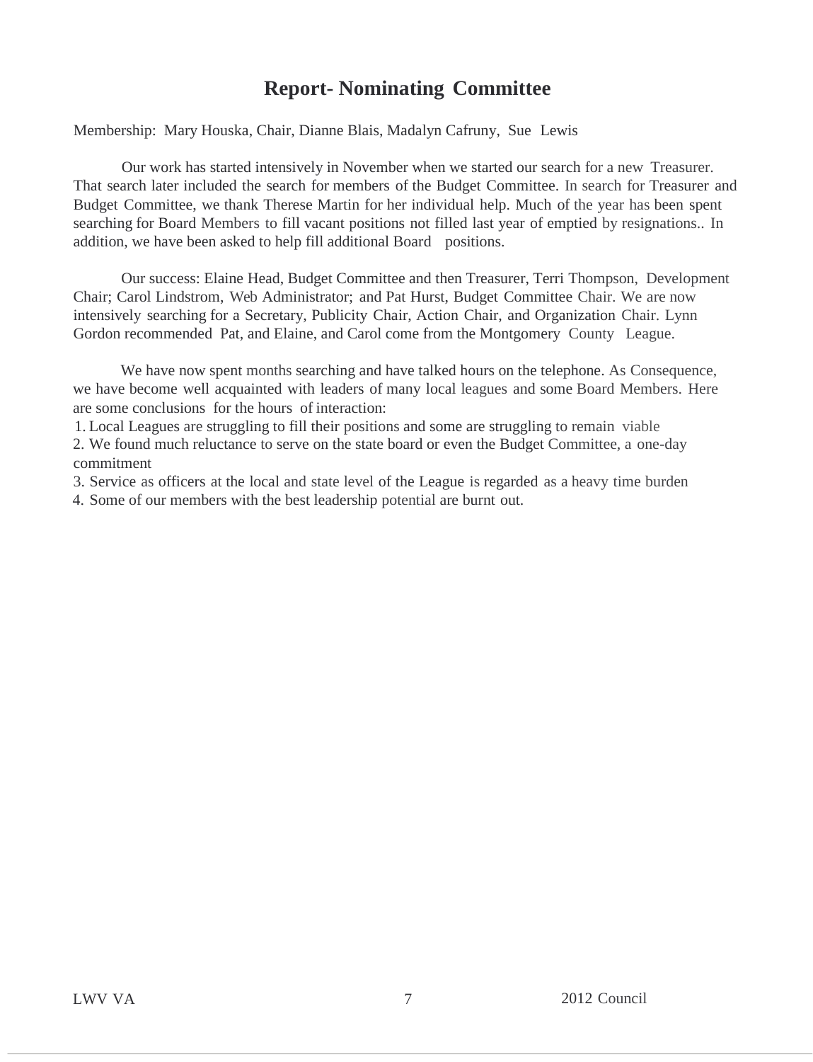# Report- Nominating Committee

Membership: Mary Houska, Chair, Dianne Blais, Madalyn Cafruny, Sue Lewis

Our work has started intensively in November when we started our search for a new Treasurer. That search later included the search for members of the Budget Committee. In search for Treasurer and Budget Committee, we thank Therese Martin for her individual help. Much of the year has been spent searching for Board Members to fill vacant positions not filled last year of emptied by resignations.. In addition, we have been asked to help fill additional Board positions.

Our success: Elaine Head, Budget Committee and then Treasurer, Terri Thompson, Development Chair; Carol Lindstrom, Web Administrator; and Pat Hurst, Budget Committee Chair. We are now intensively searching for a Secretary, Publicity Chair, Action Chair, and Organization Chair. Lynn Gordon recommended Pat, and Elaine, and Carol come from the Montgomery County League.

We have now spent months searching and have talked hours on the telephone. As Consequence, we have become well acquainted with leaders of many local leagues and some Board Members. Here are some conclusions for the hours of interaction:

1. Local Leagues are struggling to fill their positions and some are struggling to remain viable
2. We found much reluctance to serve on the state board or even the Budget Committee, a one-day commitment
3. Service as officers at the local and state level of the League is regarded as a heavy time burden
4. Some of our members with the best leadership potential are burnt out.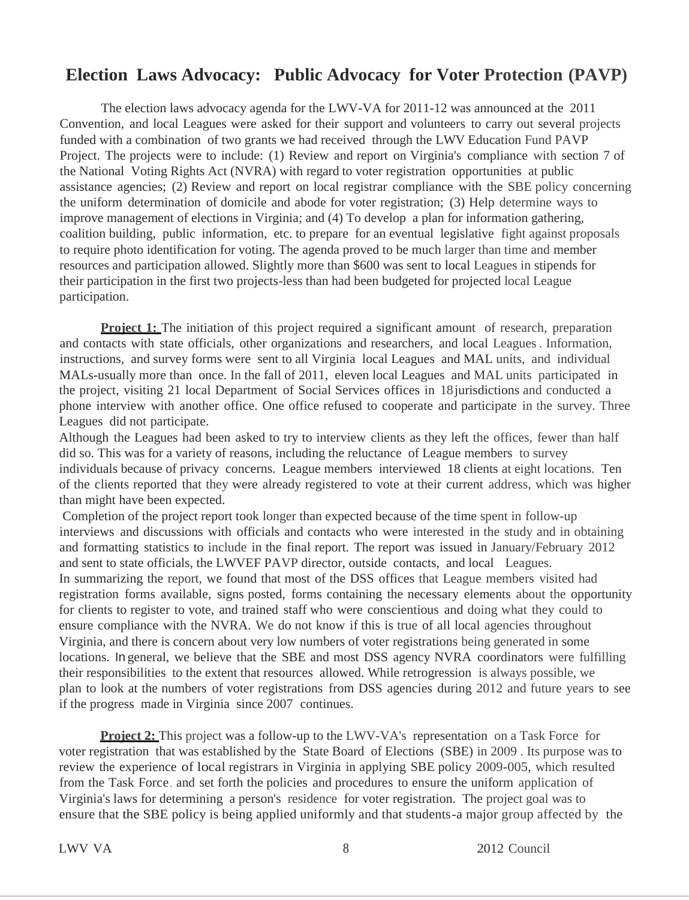## Election Laws Advocacy: Public Advocacy for Voter Protection (PAVP)

The election laws advocacy agenda for the LWV-VA for 2011-12 was announced at the 2011 Convention, and local Leagues were asked for their support and volunteers to carry out several projects funded with a combination of two grants we had received through the LWV Education Fund PAVP Project. The projects were to include: (1) Review and report on Virginia's compliance with section 7 of the National Voting Rights Act (NVRA) with regard to voter registration opportunities at public assistance agencies; (2) Review and report on local registrar compliance with the SBE policy concerning the uniform determination of domicile and abode for voter registration; (3) Help determine ways to improve management of elections in Virginia; and (4) To develop a plan for information gathering, coalition building, public information, etc. to prepare for an eventual legislative fight against proposals to require photo identification for voting. The agenda proved to be much larger than time and member resources and participation allowed. Slightly more than $600 was sent to local Leagues in stipends for their participation in the first two projects-less than had been budgeted for projected local League participation.

**Project 1:** The initiation of this project required a significant amount of research, preparation and contacts with state officials, other organizations and researchers, and local Leagues. Information, instructions, and survey forms were sent to all Virginia local Leagues and MAL units, and individual MALs-usually more than once. In the fall of 2011, eleven local Leagues and MAL units participated in the project, visiting 21 local Department of Social Services offices in 18 jurisdictions and conducted a phone interview with another office. One office refused to cooperate and participate in the survey. Three Leagues did not participate.

Although the Leagues had been asked to try to interview clients as they left the offices, fewer than half did so. This was for a variety of reasons, including the reluctance of League members to survey individuals because of privacy concerns. League members interviewed 18 clients at eight locations. Ten of the clients reported that they were already registered to vote at their current address, which was higher than might have been expected.

Completion of the project report took longer than expected because of the time spent in follow-up interviews and discussions with officials and contacts who were interested in the study and in obtaining and formatting statistics to include in the final report. The report was issued in January/February 2012 and sent to state officials, the LWVEF PAVP director, outside contacts, and local Leagues.

In summarizing the report, we found that most of the DSS offices that League members visited had registration forms available, signs posted, forms containing the necessary elements about the opportunity for clients to register to vote, and trained staff who were conscientious and doing what they could to ensure compliance with the NVRA. We do not know if this is true of all local agencies throughout Virginia, and there is concern about very low numbers of voter registrations being generated in some locations. In general, we believe that the SBE and most DSS agency NVRA coordinators were fulfilling their responsibilities to the extent that resources allowed. While retrogression is always possible, we plan to look at the numbers of voter registrations from DSS agencies during 2012 and future years to see if the progress made in Virginia since 2007 continues.

**Project 2:** This project was a follow-up to the LWV-VA's representation on a Task Force for voter registration that was established by the State Board of Elections (SBE) in 2009. Its purpose was to review the experience of local registrars in Virginia in applying SBE policy 2009-005, which resulted from the Task Force, and set forth the policies and procedures to ensure the uniform application of Virginia's laws for determining a person's residence for voter registration. The project goal was to ensure that the SBE policy is being applied uniformly and that students-a major group affected by the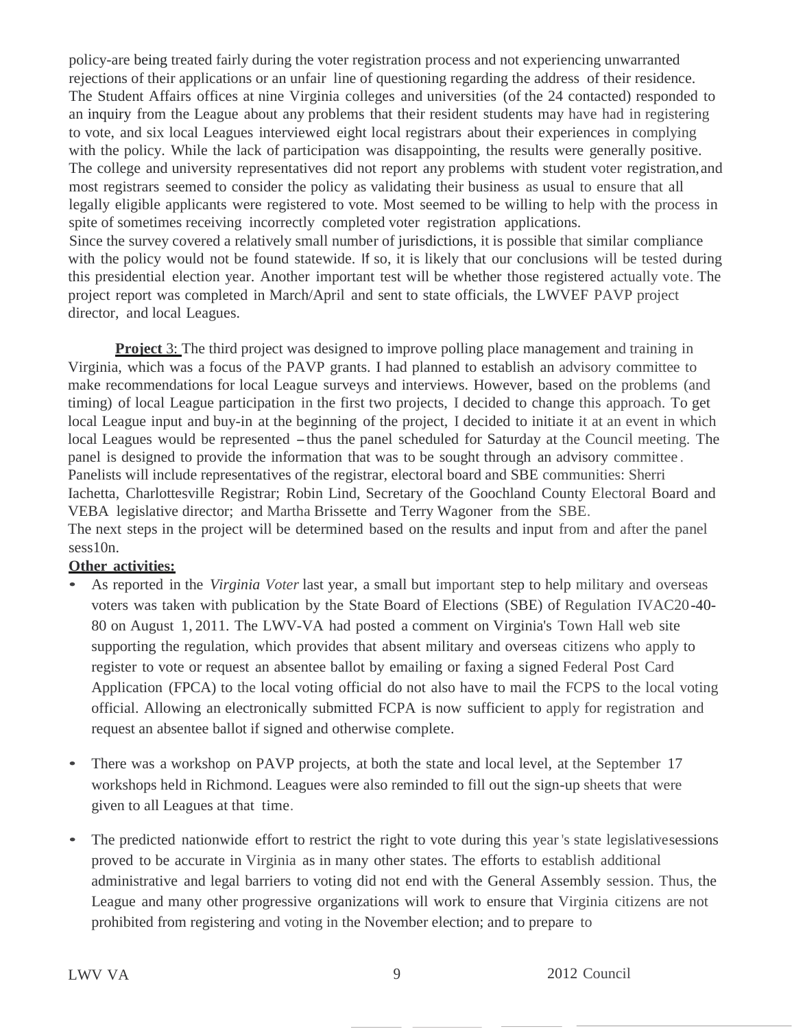policy-are being treated fairly during the voter registration process and not experiencing unwarranted rejections of their applications or an unfair line of questioning regarding the address of their residence. The Student Affairs offices at nine Virginia colleges and universities (of the 24 contacted) responded to an inquiry from the League about any problems that their resident students may have had in registering to vote, and six local Leagues interviewed eight local registrars about their experiences in complying with the policy. While the lack of participation was disappointing, the results were generally positive. The college and university representatives did not report any problems with student voter registration, and most registrars seemed to consider the policy as validating their business as usual to ensure that all legally eligible applicants were registered to vote. Most seemed to be willing to help with the process in spite of sometimes receiving incorrectly completed voter registration applications.

Since the survey covered a relatively small number of jurisdictions, it is possible that similar compliance with the policy would not be found statewide. If so, it is likely that our conclusions will be tested during this presidential election year. Another important test will be whether those registered actually vote. The project report was completed in March/April and sent to state officials, the LWVEF PAVP project director, and local Leagues.

**Project** 3: The third project was designed to improve polling place management and training in Virginia, which was a focus of the PAVP grants. I had planned to establish an advisory committee to make recommendations for local League surveys and interviews. However, based on the problems (and timing) of local League participation in the first two projects, I decided to change this approach. To get local League input and buy-in at the beginning of the project, I decided to initiate it at an event in which local Leagues would be represented – thus the panel scheduled for Saturday at the Council meeting. The panel is designed to provide the information that was to be sought through an advisory committee. Panelists will include representatives of the registrar, electoral board and SBE communities: Sherri Iachetta, Charlottesville Registrar; Robin Lind, Secretary of the Goochland County Electoral Board and VEBA legislative director; and Martha Brissette and Terry Wagoner from the SBE.

The next steps in the project will be determined based on the results and input from and after the panel sess10n.

**Other activities:**

- As reported in the *Virginia Voter* last year, a small but important step to help military and overseas voters was taken with publication by the State Board of Elections (SBE) of Regulation IVAC20-40-80 on August 1, 2011. The LWV-VA had posted a comment on Virginia's Town Hall web site supporting the regulation, which provides that absent military and overseas citizens who apply to register to vote or request an absentee ballot by emailing or faxing a signed Federal Post Card Application (FPCA) to the local voting official do not also have to mail the FCPS to the local voting official. Allowing an electronically submitted FCPA is now sufficient to apply for registration and request an absentee ballot if signed and otherwise complete.

- There was a workshop on PAVP projects, at both the state and local level, at the September 17 workshops held in Richmond. Leagues were also reminded to fill out the sign-up sheets that were given to all Leagues at that time.

- The predicted nationwide effort to restrict the right to vote during this year's state legislativesessions proved to be accurate in Virginia as in many other states. The efforts to establish additional administrative and legal barriers to voting did not end with the General Assembly session. Thus, the League and many other progressive organizations will work to ensure that Virginia citizens are not prohibited from registering and voting in the November election; and to prepare to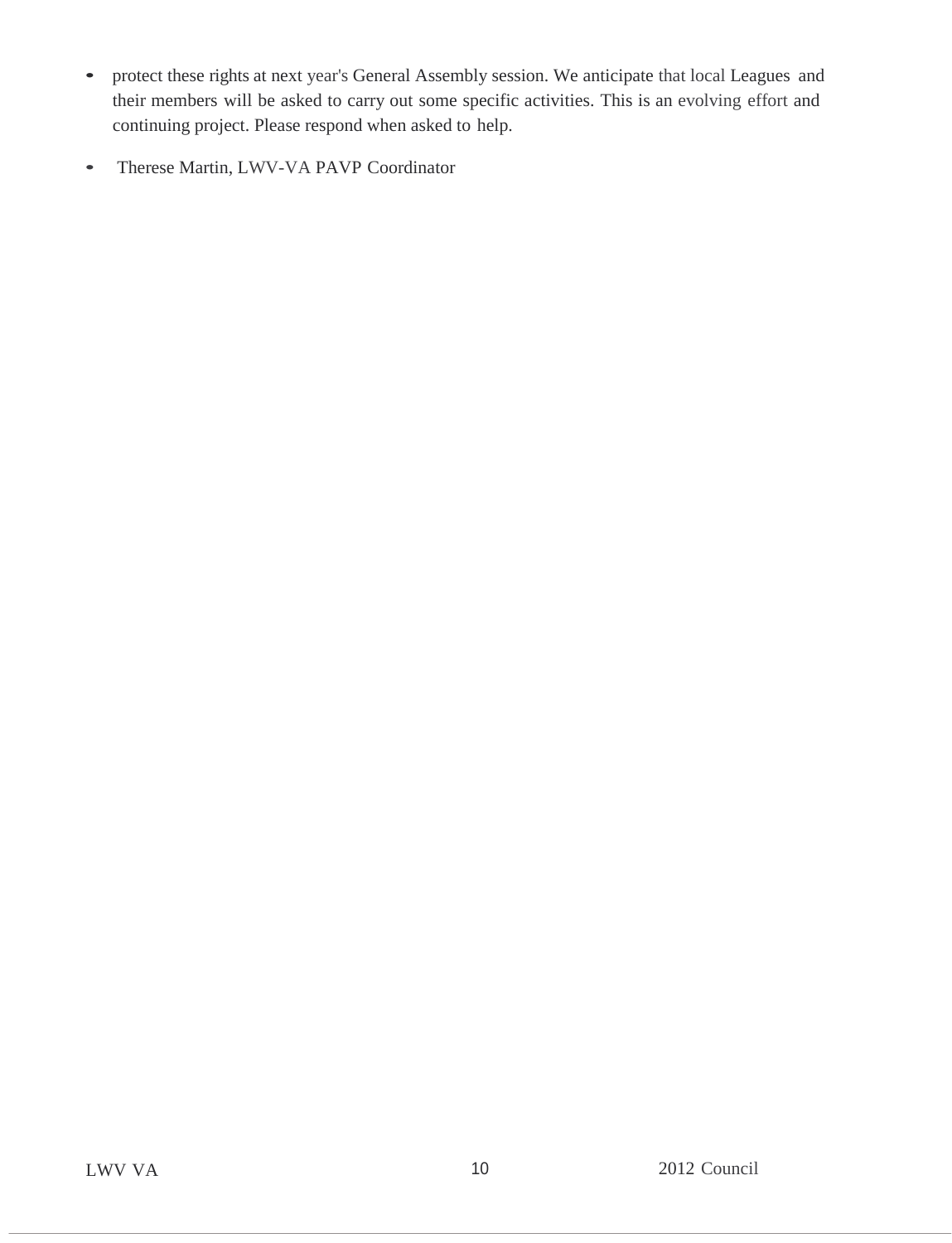- protect these rights at next year's General Assembly session. We anticipate that local Leagues and their members will be asked to carry out some specific activities. This is an evolving effort and continuing project. Please respond when asked to help.

- Therese Martin, LWV-VA PAVP Coordinator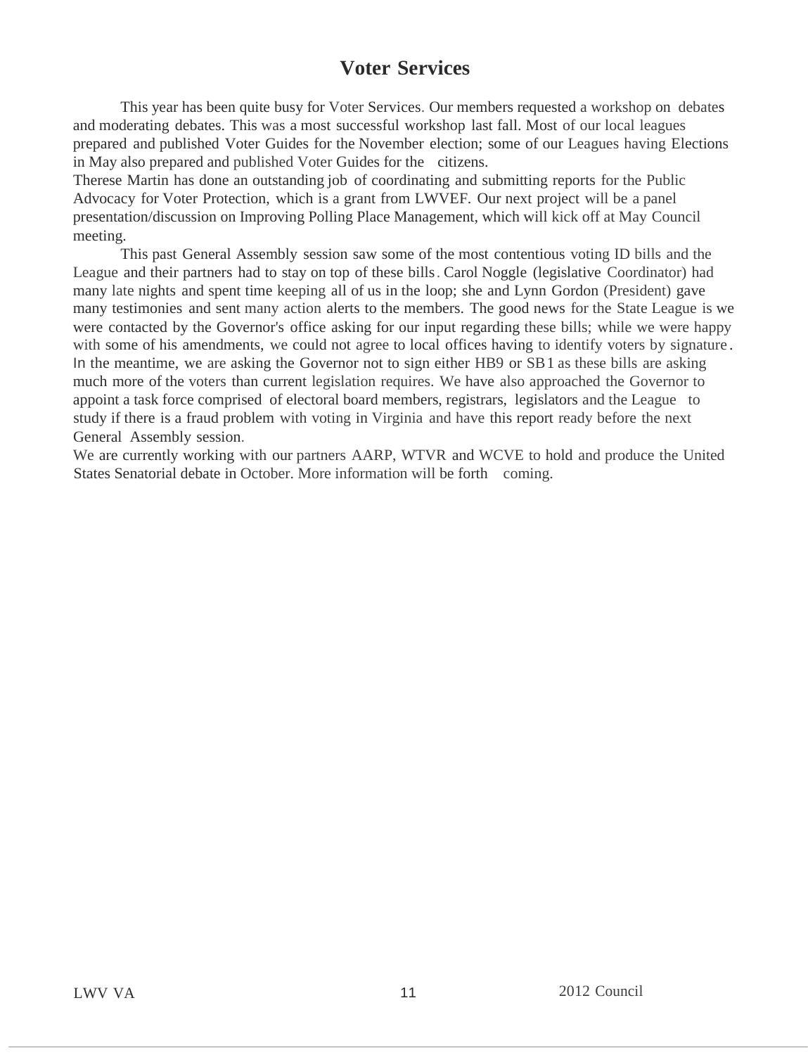# Voter Services

This year has been quite busy for Voter Services. Our members requested a workshop on debates and moderating debates. This was a most successful workshop last fall. Most of our local leagues prepared and published Voter Guides for the November election; some of our Leagues having Elections in May also prepared and published Voter Guides for the citizens.

Therese Martin has done an outstanding job of coordinating and submitting reports for the Public Advocacy for Voter Protection, which is a grant from LWVEF. Our next project will be a panel presentation/discussion on Improving Polling Place Management, which will kick off at May Council meeting.

This past General Assembly session saw some of the most contentious voting ID bills and the League and their partners had to stay on top of these bills. Carol Noggle (legislative Coordinator) had many late nights and spent time keeping all of us in the loop; she and Lynn Gordon (President) gave many testimonies and sent many action alerts to the members. The good news for the State League is we were contacted by the Governor's office asking for our input regarding these bills; while we were happy with some of his amendments, we could not agree to local offices having to identify voters by signature. In the meantime, we are asking the Governor not to sign either HB9 or SB1 as these bills are asking much more of the voters than current legislation requires. We have also approached the Governor to appoint a task force comprised of electoral board members, registrars, legislators and the League to study if there is a fraud problem with voting in Virginia and have this report ready before the next General Assembly session.

We are currently working with our partners AARP, WTVR and WCVE to hold and produce the United States Senatorial debate in October. More information will be forth coming.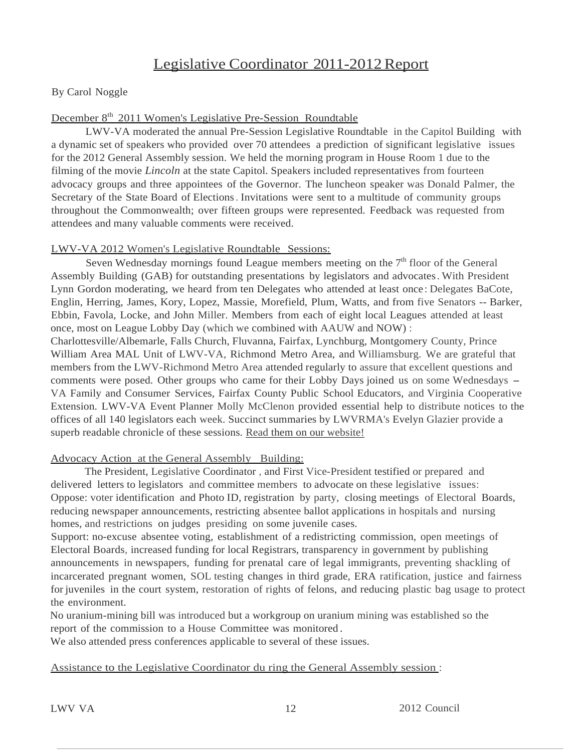# Legislative Coordinator 2011-2012 Report

By Carol Noggle

## December 8th 2011 Women's Legislative Pre-Session Roundtable

LWV-VA moderated the annual Pre-Session Legislative Roundtable in the Capitol Building with a dynamic set of speakers who provided over 70 attendees a prediction of significant legislative issues for the 2012 General Assembly session. We held the morning program in House Room 1 due to the filming of the movie *Lincoln* at the state Capitol. Speakers included representatives from fourteen advocacy groups and three appointees of the Governor. The luncheon speaker was Donald Palmer, the Secretary of the State Board of Elections. Invitations were sent to a multitude of community groups throughout the Commonwealth; over fifteen groups were represented. Feedback was requested from attendees and many valuable comments were received.

## LWV-VA 2012 Women's Legislative Roundtable Sessions:

Seven Wednesday mornings found League members meeting on the 7th floor of the General Assembly Building (GAB) for outstanding presentations by legislators and advocates. With President Lynn Gordon moderating, we heard from ten Delegates who attended at least once: Delegates BaCote, Englin, Herring, James, Kory, Lopez, Massie, Morefield, Plum, Watts, and from five Senators -- Barker, Ebbin, Favola, Locke, and John Miller. Members from each of eight local Leagues attended at least once, most on League Lobby Day (which we combined with AAUW and NOW) : Charlottesville/Albemarle, Falls Church, Fluvanna, Fairfax, Lynchburg, Montgomery County, Prince William Area MAL Unit of LWV-VA, Richmond Metro Area, and Williamsburg. We are grateful that members from the LWV-Richmond Metro Area attended regularly to assure that excellent questions and comments were posed. Other groups who came for their Lobby Days joined us on some Wednesdays – VA Family and Consumer Services, Fairfax County Public School Educators, and Virginia Cooperative Extension. LWV-VA Event Planner Molly McClenon provided essential help to distribute notices to the offices of all 140 legislators each week. Succinct summaries by LWVRMA's Evelyn Glazier provide a superb readable chronicle of these sessions. Read them on our website!

## Advocacy Action at the General Assembly Building:

The President, Legislative Coordinator , and First Vice-President testified or prepared and delivered letters to legislators and committee members to advocate on these legislative issues:

Oppose: voter identification and Photo ID, registration by party, closing meetings of Electoral Boards, reducing newspaper announcements, restricting absentee ballot applications in hospitals and nursing homes, and restrictions on judges presiding on some juvenile cases.

Support: no-excuse absentee voting, establishment of a redistricting commission, open meetings of Electoral Boards, increased funding for local Registrars, transparency in government by publishing announcements in newspapers, funding for prenatal care of legal immigrants, preventing shackling of incarcerated pregnant women, SOL testing changes in third grade, ERA ratification, justice and fairness for juveniles in the court system, restoration of rights of felons, and reducing plastic bag usage to protect the environment.

No uranium-mining bill was introduced but a workgroup on uranium mining was established so the report of the commission to a House Committee was monitored.

We also attended press conferences applicable to several of these issues.

## Assistance to the Legislative Coordinator during the General Assembly session: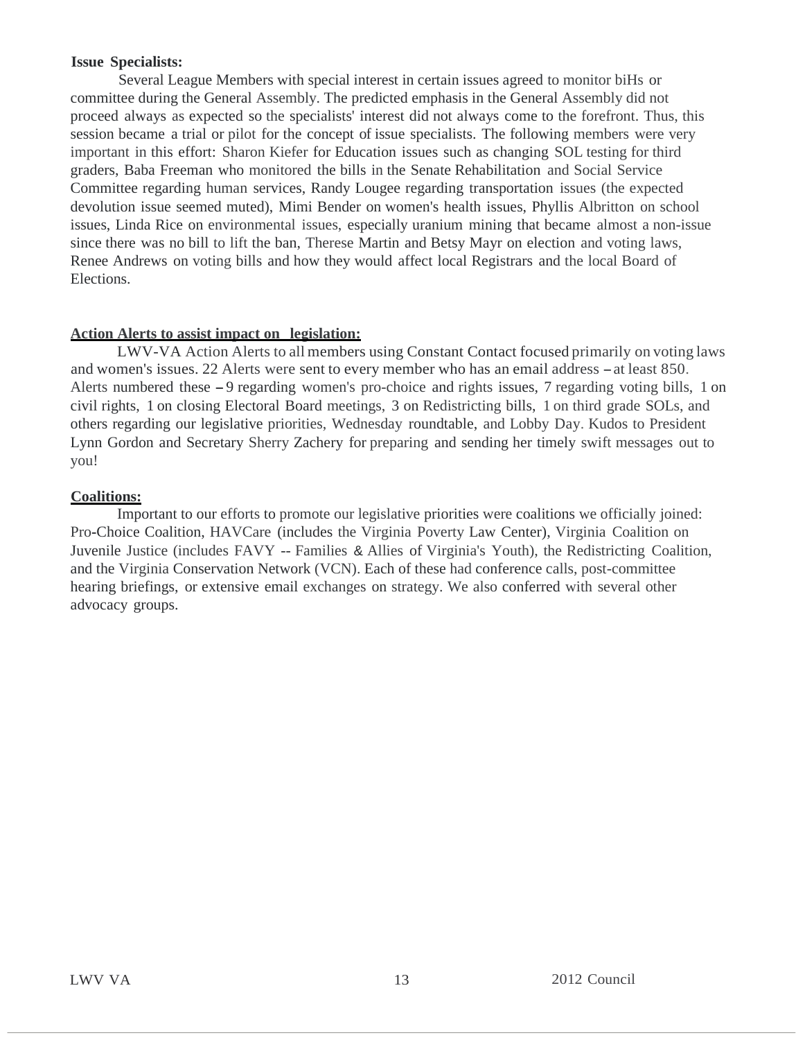**Issue Specialists:**

Several League Members with special interest in certain issues agreed to monitor biHs or committee during the General Assembly. The predicted emphasis in the General Assembly did not proceed always as expected so the specialists' interest did not always come to the forefront. Thus, this session became a trial or pilot for the concept of issue specialists. The following members were very important in this effort: Sharon Kiefer for Education issues such as changing SOL testing for third graders, Baba Freeman who monitored the bills in the Senate Rehabilitation and Social Service Committee regarding human services, Randy Lougee regarding transportation issues (the expected devolution issue seemed muted), Mimi Bender on women's health issues, Phyllis Albritton on school issues, Linda Rice on environmental issues, especially uranium mining that became almost a non-issue since there was no bill to lift the ban, Therese Martin and Betsy Mayr on election and voting laws, Renee Andrews on voting bills and how they would affect local Registrars and the local Board of Elections.

**Action Alerts to assist impact on legislation:**

LWV-VA Action Alerts to all members using Constant Contact focused primarily on voting laws and women's issues. 22 Alerts were sent to every member who has an email address – at least 850. Alerts numbered these – 9 regarding women's pro-choice and rights issues, 7 regarding voting bills, 1 on civil rights, 1 on closing Electoral Board meetings, 3 on Redistricting bills, 1 on third grade SOLs, and others regarding our legislative priorities, Wednesday roundtable, and Lobby Day. Kudos to President Lynn Gordon and Secretary Sherry Zachery for preparing and sending her timely swift messages out to you!

**Coalitions:**

Important to our efforts to promote our legislative priorities were coalitions we officially joined: Pro-Choice Coalition, HAVCare (includes the Virginia Poverty Law Center), Virginia Coalition on Juvenile Justice (includes FAVY -- Families & Allies of Virginia's Youth), the Redistricting Coalition, and the Virginia Conservation Network (VCN). Each of these had conference calls, post-committee hearing briefings, or extensive email exchanges on strategy. We also conferred with several other advocacy groups.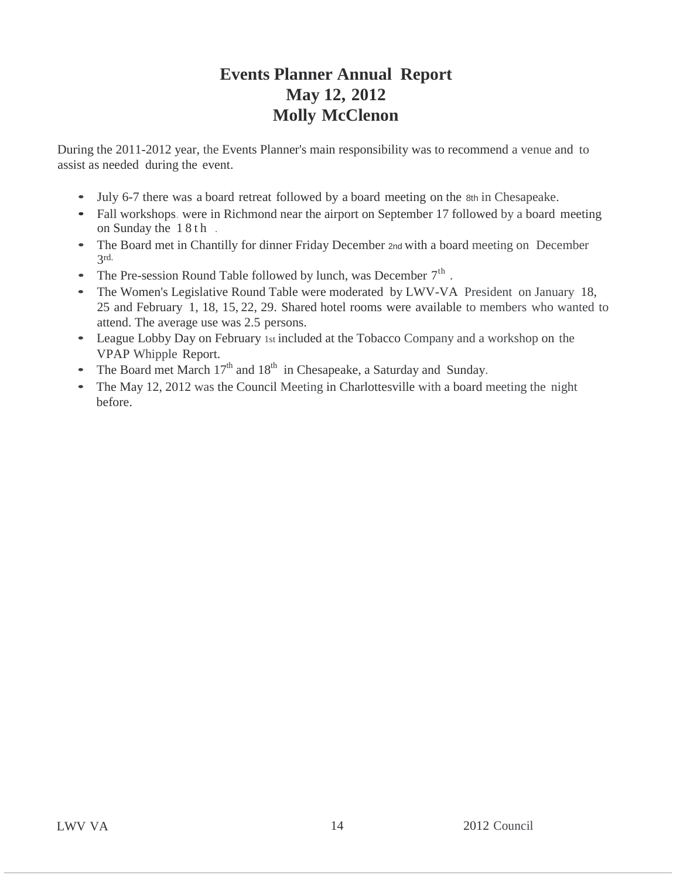# Events Planner Annual Report
## May 12, 2012
## Molly McClenon

During the 2011-2012 year, the Events Planner's main responsibility was to recommend a venue and to assist as needed during the event.

- July 6-7 there was a board retreat followed by a board meeting on the 8th in Chesapeake.
- Fall workshops. were in Richmond near the airport on September 17 followed by a board meeting on Sunday the 18th .
- The Board met in Chantilly for dinner Friday December 2nd with a board meeting on December 3rd.
- The Pre-session Round Table followed by lunch, was December 7th .
- The Women's Legislative Round Table were moderated by LWV-VA President on January 18, 25 and February 1, 18, 15, 22, 29. Shared hotel rooms were available to members who wanted to attend. The average use was 2.5 persons.
- League Lobby Day on February 1st included at the Tobacco Company and a workshop on the VPAP Whipple Report.
- The Board met March 17th and 18th in Chesapeake, a Saturday and Sunday.
- The May 12, 2012 was the Council Meeting in Charlottesville with a board meeting the night before.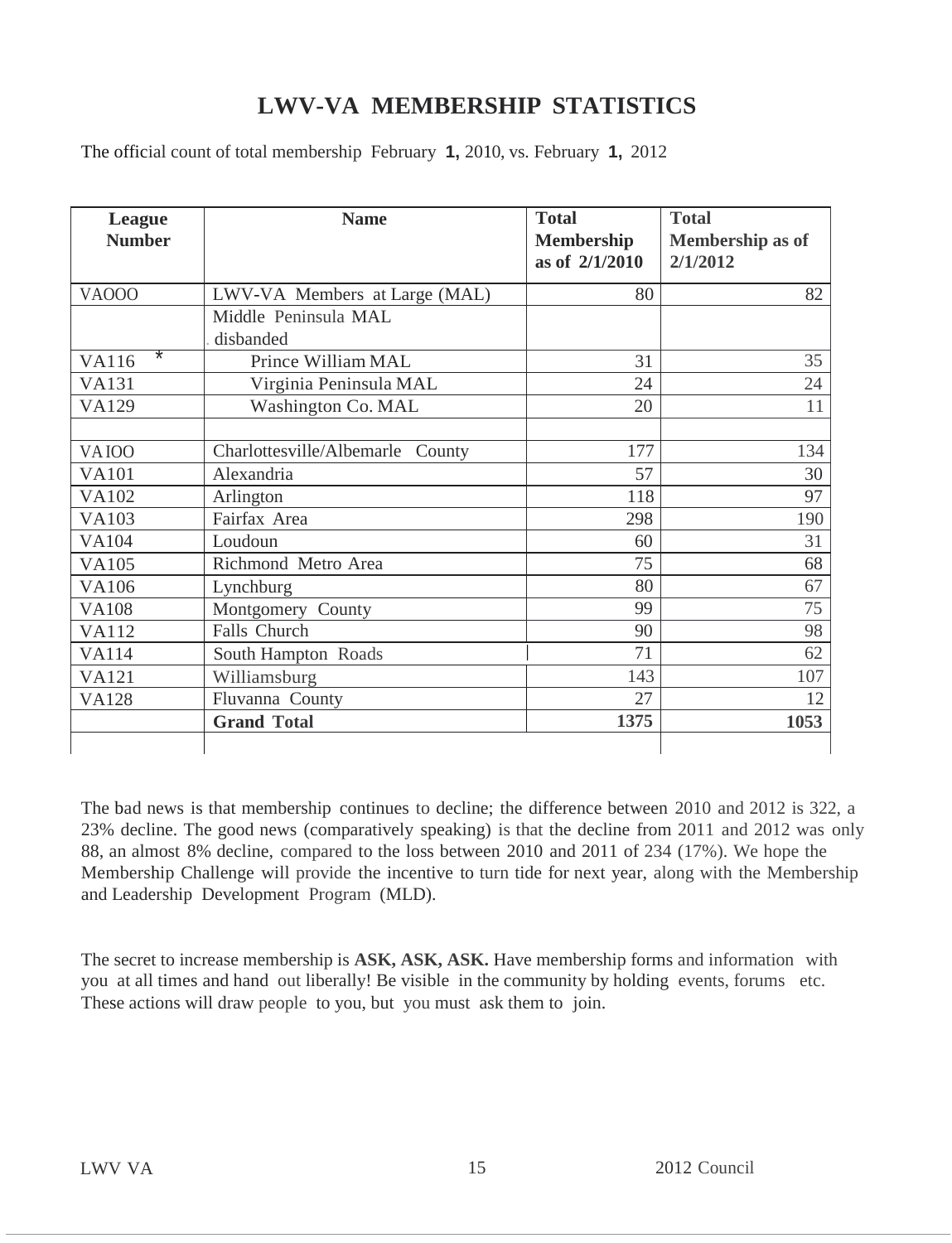# LWV-VA MEMBERSHIP STATISTICS

The official count of total membership February **1,** 2010, vs. February **1,** 2012

| League Number | Name | Total Membership as of 2/1/2010 | Total Membership as of 2/1/2012 |
|---|---|---|---|
| VAOOO | LWV-VA Members at Large (MAL) | 80 | 82 |
| | Middle Peninsula MAL disbanded | | |
| VA116 * | Prince William MAL | 31 | 35 |
| VA131 | Virginia Peninsula MAL | 24 | 24 |
| VA129 | Washington Co. MAL | 20 | 11 |
| | | | |
| VAIOO | Charlottesville/Albemarle County | 177 | 134 |
| VA101 | Alexandria | 57 | 30 |
| VA102 | Arlington | 118 | 97 |
| VA103 | Fairfax Area | 298 | 190 |
| VA104 | Loudoun | 60 | 31 |
| VA105 | Richmond Metro Area | 75 | 68 |
| VA106 | Lynchburg | 80 | 67 |
| VA108 | Montgomery County | 99 | 75 |
| VA112 | Falls Church | 90 | 98 |
| VA114 | South Hampton Roads | 71 | 62 |
| VA121 | Williamsburg | 143 | 107 |
| VA128 | Fluvanna County | 27 | 12 |
| | **Grand Total** | **1375** | **1053** |

The bad news is that membership continues to decline; the difference between 2010 and 2012 is 322, a 23% decline. The good news (comparatively speaking) is that the decline from 2011 and 2012 was only 88, an almost 8% decline, compared to the loss between 2010 and 2011 of 234 (17%). We hope the Membership Challenge will provide the incentive to turn tide for next year, along with the Membership and Leadership Development Program (MLD).

The secret to increase membership is **ASK, ASK, ASK.** Have membership forms and information with you at all times and hand out liberally! Be visible in the community by holding events, forums etc. These actions will draw people to you, but you must ask them to join.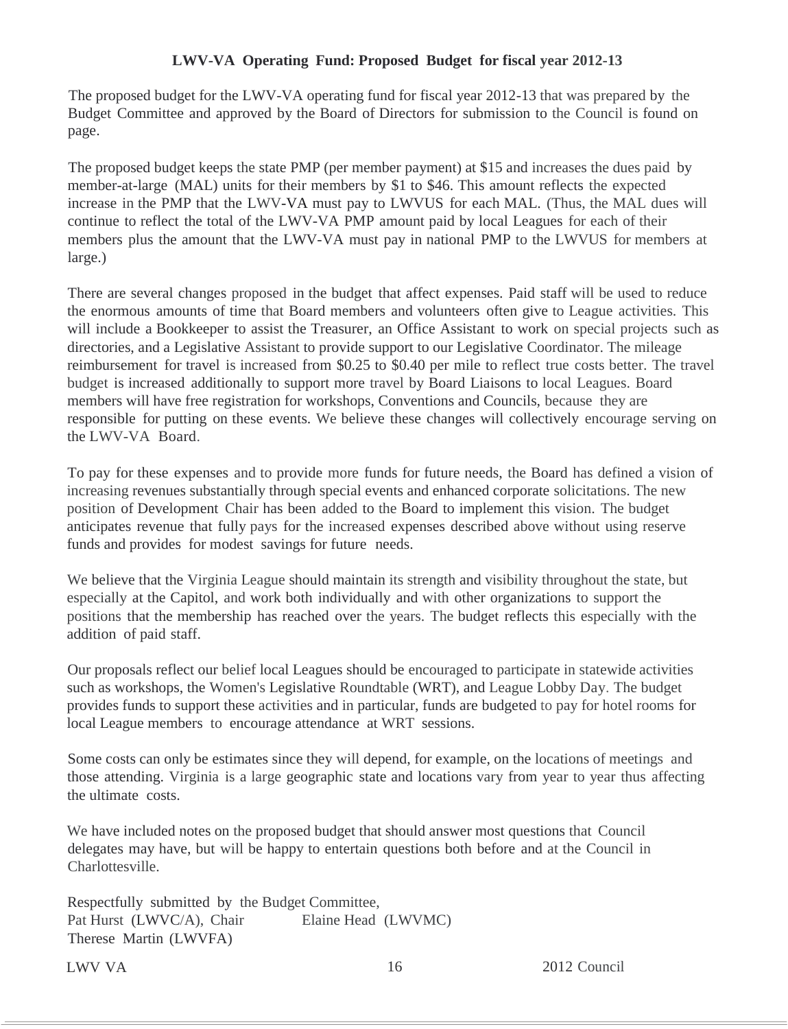**LWV-VA Operating Fund: Proposed Budget for fiscal year 2012-13**

The proposed budget for the LWV-VA operating fund for fiscal year 2012-13 that was prepared by the Budget Committee and approved by the Board of Directors for submission to the Council is found on page.

The proposed budget keeps the state PMP (per member payment) at $15 and increases the dues paid by member-at-large (MAL) units for their members by $1 to $46. This amount reflects the expected increase in the PMP that the LWV-VA must pay to LWVUS for each MAL. (Thus, the MAL dues will continue to reflect the total of the LWV-VA PMP amount paid by local Leagues for each of their members plus the amount that the LWV-VA must pay in national PMP to the LWVUS for members at large.)

There are several changes proposed in the budget that affect expenses. Paid staff will be used to reduce the enormous amounts of time that Board members and volunteers often give to League activities. This will include a Bookkeeper to assist the Treasurer, an Office Assistant to work on special projects such as directories, and a Legislative Assistant to provide support to our Legislative Coordinator. The mileage reimbursement for travel is increased from $0.25 to $0.40 per mile to reflect true costs better. The travel budget is increased additionally to support more travel by Board Liaisons to local Leagues. Board members will have free registration for workshops, Conventions and Councils, because they are responsible for putting on these events. We believe these changes will collectively encourage serving on the LWV-VA Board.

To pay for these expenses and to provide more funds for future needs, the Board has defined a vision of increasing revenues substantially through special events and enhanced corporate solicitations. The new position of Development Chair has been added to the Board to implement this vision. The budget anticipates revenue that fully pays for the increased expenses described above without using reserve funds and provides for modest savings for future needs.

We believe that the Virginia League should maintain its strength and visibility throughout the state, but especially at the Capitol, and work both individually and with other organizations to support the positions that the membership has reached over the years. The budget reflects this especially with the addition of paid staff.

Our proposals reflect our belief local Leagues should be encouraged to participate in statewide activities such as workshops, the Women's Legislative Roundtable (WRT), and League Lobby Day. The budget provides funds to support these activities and in particular, funds are budgeted to pay for hotel rooms for local League members to encourage attendance at WRT sessions.

Some costs can only be estimates since they will depend, for example, on the locations of meetings and those attending. Virginia is a large geographic state and locations vary from year to year thus affecting the ultimate costs.

We have included notes on the proposed budget that should answer most questions that Council delegates may have, but will be happy to entertain questions both before and at the Council in Charlottesville.

Respectfully submitted by the Budget Committee,  
Pat Hurst (LWVC/A), Chair  
Elaine Head (LWVMC)  
Therese Martin (LWVFA)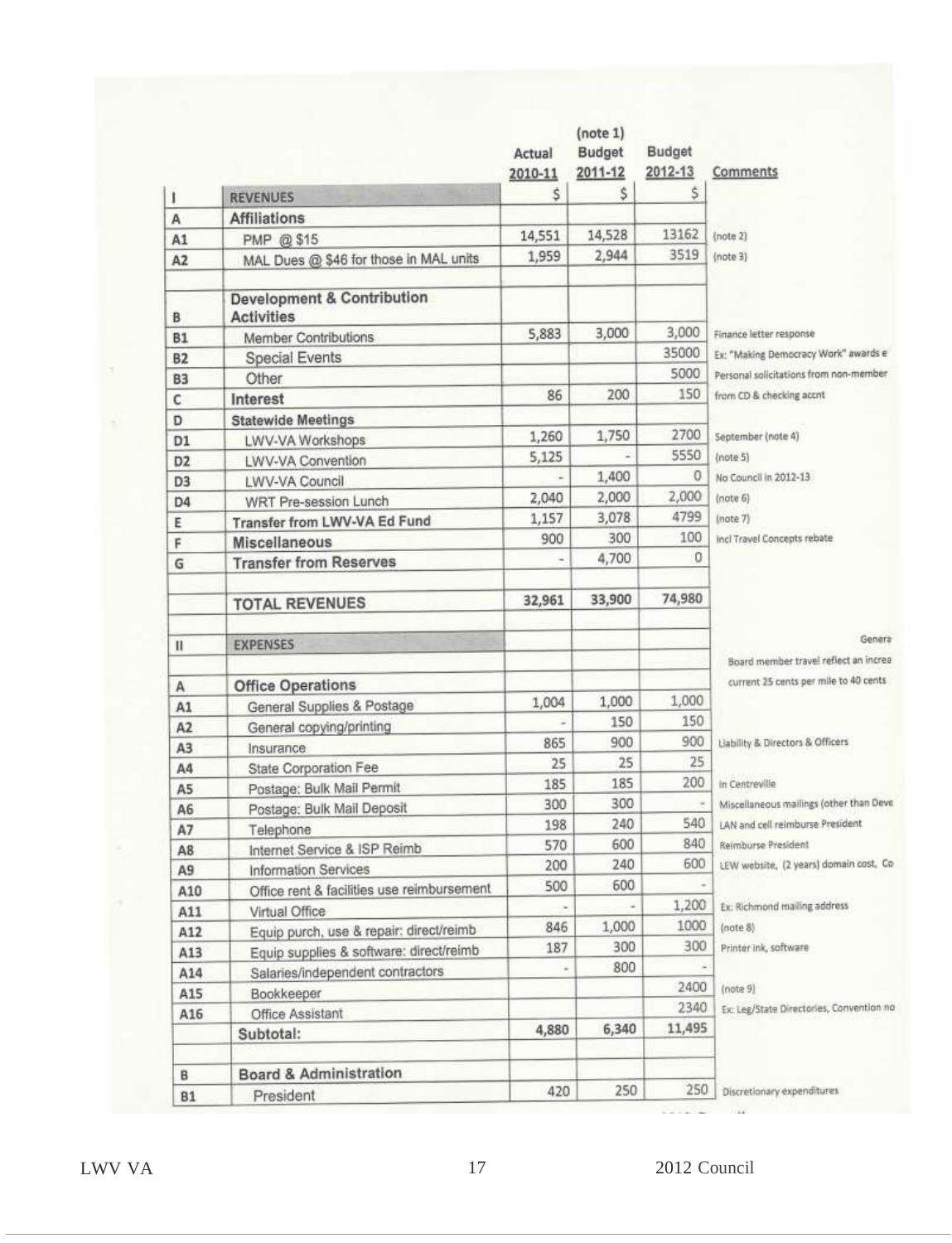| | | Actual 2010-11 | (note 1) Budget 2011-12 | Budget 2012-13 | Comments |
|---|---|---|---|---|---|
| I | REVENUES | $ | $ | $ | |
| A | **Affiliations** | | | | |
| A1 | PMP @ $15 | 14,551 | 14,528 | 13162 | (note 2) |
| A2 | MAL Dues @ $46 for those in MAL units | 1,959 | 2,944 | 3519 | (note 3) |
| | | | | | |
| B | **Development & Contribution Activities** | | | | |
| B1 | Member Contributions | 5,883 | 3,000 | 3,000 | Finance letter response |
| B2 | Special Events | | | 35000 | Ex: "Making Democracy Work" awards e |
| B3 | Other | | | 5000 | Personal solicitations from non-member |
| C | **Interest** | 86 | 200 | 150 | from CD & checking accnt |
| D | **Statewide Meetings** | | | | |
| D1 | LWV-VA Workshops | 1,260 | 1,750 | 2700 | September (note 4) |
| D2 | LWV-VA Convention | 5,125 | - | 5550 | (note 5) |
| D3 | LWV-VA Council | - | 1,400 | 0 | No Council in 2012-13 |
| D4 | WRT Pre-session Lunch | 2,040 | 2,000 | 2,000 | (note 6) |
| E | **Transfer from LWV-VA Ed Fund** | 1,157 | 3,078 | 4799 | (note 7) |
| F | **Miscellaneous** | 900 | 300 | 100 | incl Travel Concepts rebate |
| G | **Transfer from Reserves** | - | 4,700 | 0 | |
| | | | | | |
| | **TOTAL REVENUES** | 32,961 | 33,900 | 74,980 | |
| | | | | | |
| II | EXPENSES | | | | Genera |
| | | | | | Board member travel reflect an increa |
| A | **Office Operations** | | | | current 25 cents per mile to 40 cents |
| A1 | General Supplies & Postage | 1,004 | 1,000 | 1,000 | |
| A2 | General copying/printing | - | 150 | 150 | |
| A3 | Insurance | 865 | 900 | 900 | Liability & Directors & Officers |
| A4 | State Corporation Fee | 25 | 25 | 25 | |
| A5 | Postage: Bulk Mail Permit | 185 | 185 | 200 | In Centreville |
| A6 | Postage: Bulk Mail Deposit | 300 | 300 | - | Miscellaneous mailings (other than Deve |
| A7 | Telephone | 198 | 240 | 540 | LAN and cell reimburse President |
| A8 | Internet Service & ISP Reimb | 570 | 600 | 840 | Reimburse President |
| A9 | Information Services | 200 | 240 | 600 | LEW website, (2 years) domain cost, Co |
| A10 | Office rent & facilities use reimbursement | 500 | 600 | - | |
| A11 | Virtual Office | - | - | 1,200 | Ex: Richmond mailing address |
| A12 | Equip purch, use & repair: direct/reimb | 846 | 1,000 | 1000 | (note 8) |
| A13 | Equip supplies & software: direct/reimb | 187 | 300 | 300 | Printer ink, software |
| A14 | Salaries/independent contractors | - | 800 | - | |
| A15 | Bookkeeper | | | 2400 | (note 9) |
| A16 | Office Assistant | | | 2340 | Ex: Leg/State Directories, Convention no |
| | **Subtotal:** | 4,880 | 6,340 | 11,495 | |
| | | | | | |
| B | **Board & Administration** | | | | |
| B1 | President | 420 | 250 | 250 | Discretionary expenditures |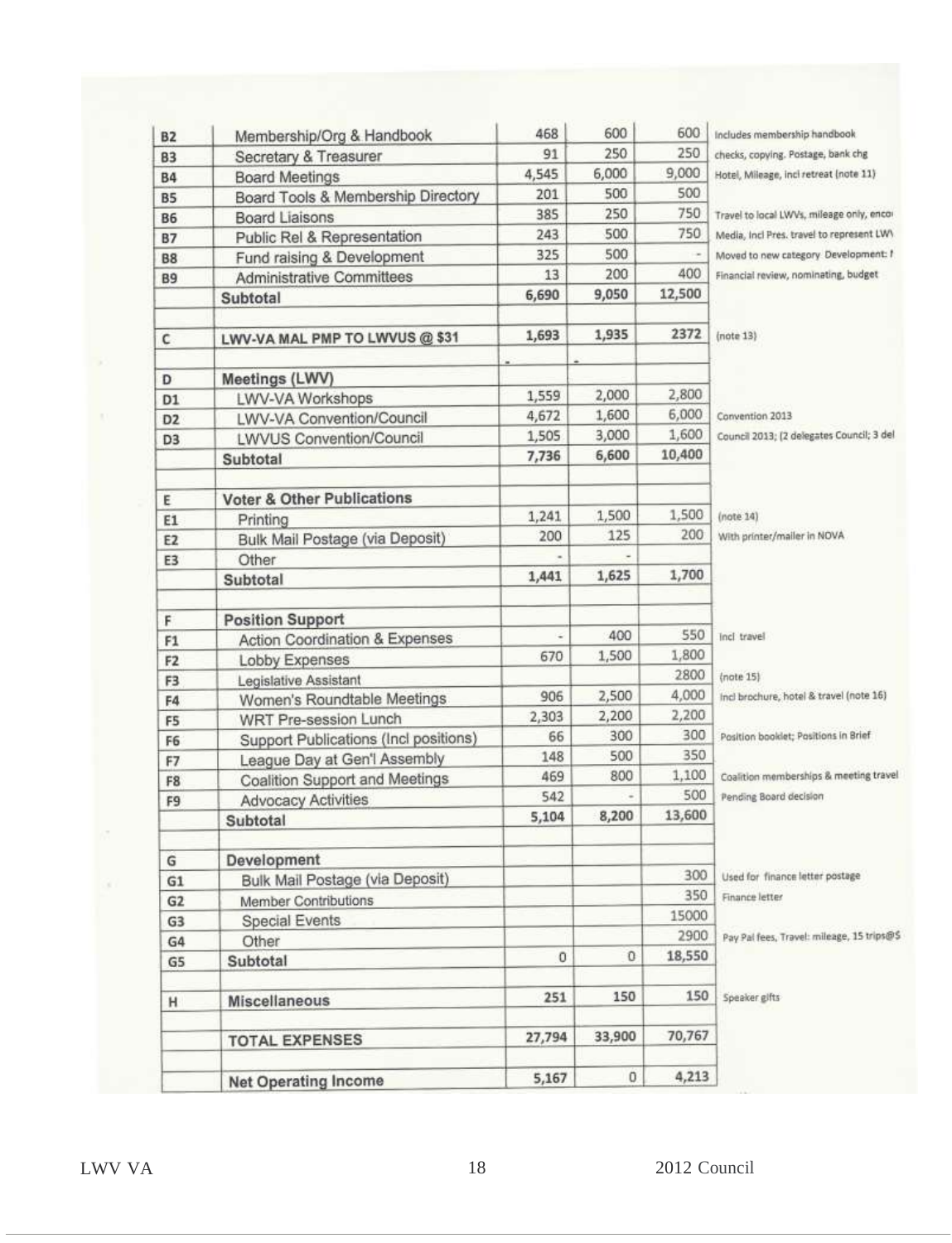| | | | | | |
|---|---|---|---|---|---|
| B2 | Membership/Org & Handbook | 468 | 600 | 600 | Includes membership handbook |
| B3 | Secretary & Treasurer | 91 | 250 | 250 | checks, copying. Postage, bank chg |
| B4 | Board Meetings | 4,545 | 6,000 | 9,000 | Hotel, Mileage, incl retreat (note 11) |
| B5 | Board Tools & Membership Directory | 201 | 500 | 500 | |
| B6 | Board Liaisons | 385 | 250 | 750 | Travel to local LWVs, mileage only, enco |
| B7 | Public Rel & Representation | 243 | 500 | 750 | Media, incl Pres. travel to represent LW |
| B8 | Fund raising & Development | 325 | 500 | - | Moved to new category Development: I |
| B9 | Administrative Committees | 13 | 200 | 400 | Financial review, nominating, budget |
| | **Subtotal** | **6,690** | **9,050** | **12,500** | |
| | | | | | |
| C | **LWV-VA MAL PMP TO LWVUS @ $31** | **1,693** | **1,935** | **2372** | (note 13) |
| | | - | - | | |
| D | **Meetings (LWV)** | | | | |
| D1 | LWV-VA Workshops | 1,559 | 2,000 | 2,800 | |
| D2 | LWV-VA Convention/Council | 4,672 | 1,600 | 6,000 | Convention 2013 |
| D3 | LWVUS Convention/Council | 1,505 | 3,000 | 1,600 | Council 2013; (2 delegates Council; 3 del |
| | **Subtotal** | **7,736** | **6,600** | **10,400** | |
| | | | | | |
| E | **Voter & Other Publications** | | | | |
| E1 | Printing | 1,241 | 1,500 | 1,500 | (note 14) |
| E2 | Bulk Mail Postage (via Deposit) | 200 | 125 | 200 | With printer/mailer in NOVA |
| E3 | Other | - | - | | |
| | **Subtotal** | **1,441** | **1,625** | **1,700** | |
| | | | | | |
| F | **Position Support** | | | | |
| F1 | Action Coordination & Expenses | - | 400 | 550 | Incl travel |
| F2 | Lobby Expenses | 670 | 1,500 | 1,800 | |
| F3 | Legislative Assistant | | | 2800 | (note 15) |
| F4 | Women's Roundtable Meetings | 906 | 2,500 | 4,000 | Incl brochure, hotel & travel (note 16) |
| F5 | WRT Pre-session Lunch | 2,303 | 2,200 | 2,200 | |
| F6 | Support Publications (Incl positions) | 66 | 300 | 300 | Position booklet; Positions in Brief |
| F7 | League Day at Gen'l Assembly | 148 | 500 | 350 | |
| F8 | Coalition Support and Meetings | 469 | 800 | 1,100 | Coalition memberships & meeting travel |
| F9 | Advocacy Activities | 542 | - | 500 | Pending Board decision |
| | **Subtotal** | **5,104** | **8,200** | **13,600** | |
| | | | | | |
| G | **Development** | | | | |
| G1 | Bulk Mail Postage (via Deposit) | | | 300 | Used for finance letter postage |
| G2 | Member Contributions | | | 350 | Finance letter |
| G3 | Special Events | | | 15000 | |
| G4 | Other | | | 2900 | Pay Pal fees, Travel: mileage, 15 trips@$ |
| G5 | **Subtotal** | 0 | 0 | **18,550** | |
| | | | | | |
| H | **Miscellaneous** | **251** | **150** | **150** | Speaker gifts |
| | | | | | |
| | **TOTAL EXPENSES** | **27,794** | **33,900** | **70,767** | |
| | | | | | |
| | **Net Operating Income** | **5,167** | 0 | **4,213** | |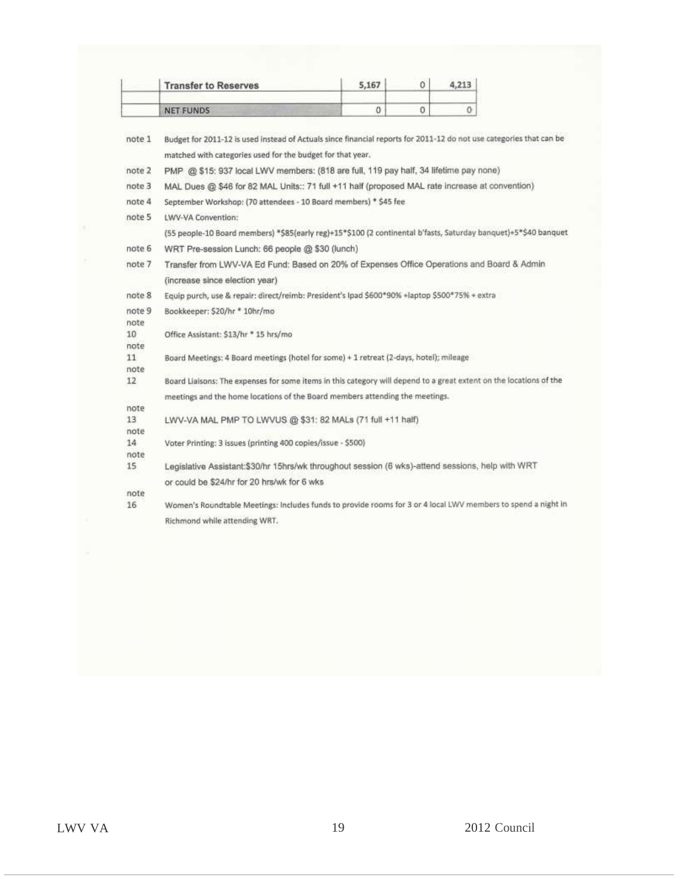| | | | | |
|---|---|---|---|---|
| | Transfer to Reserves | 5,167 | 0 | 4,213 |
| | | | | |
| | NET FUNDS | 0 | 0 | 0 |

note 1 Budget for 2011-12 is used instead of Actuals since financial reports for 2011-12 do not use categories that can be matched with categories used for the budget for that year.

note 2 PMP @ $15: 937 local LWV members: (818 are full, 119 pay half, 34 lifetime pay none)

note 3 MAL Dues @ $46 for 82 MAL Units:: 71 full +11 half (proposed MAL rate increase at convention)

note 4 September Workshop: (70 attendees - 10 Board members) * $45 fee

note 5 LWV-VA Convention:
(55 people-10 Board members) *$85(early reg)+15*$100 (2 continental b'fasts, Saturday banquet)+5*$40 banquet

note 6 WRT Pre-session Lunch: 66 people @ $30 (lunch)

note 7 Transfer from LWV-VA Ed Fund: Based on 20% of Expenses Office Operations and Board & Admin (increase since election year)

note 8 Equip purch, use & repair: direct/reimb: President's Ipad $600*90% +laptop $500*75% + extra

note 9 Bookkeeper: $20/hr * 10hr/mo

note 10 Office Assistant: $13/hr * 15 hrs/mo

note 11 Board Meetings: 4 Board meetings (hotel for some) + 1 retreat (2-days, hotel); mileage

note 12 Board Liaisons: The expenses for some items in this category will depend to a great extent on the locations of the meetings and the home locations of the Board members attending the meetings.

note 13 LWV-VA MAL PMP TO LWVUS @ $31: 82 MALs (71 full +11 half)

note 14 Voter Printing: 3 issues (printing 400 copies/issue - $500)

note 15 Legislative Assistant:$30/hr 15hrs/wk throughout session (6 wks)-attend sessions, help with WRT or could be $24/hr for 20 hrs/wk for 6 wks

note 16 Women's Roundtable Meetings: Includes funds to provide rooms for 3 or 4 local LWV members to spend a night in Richmond while attending WRT.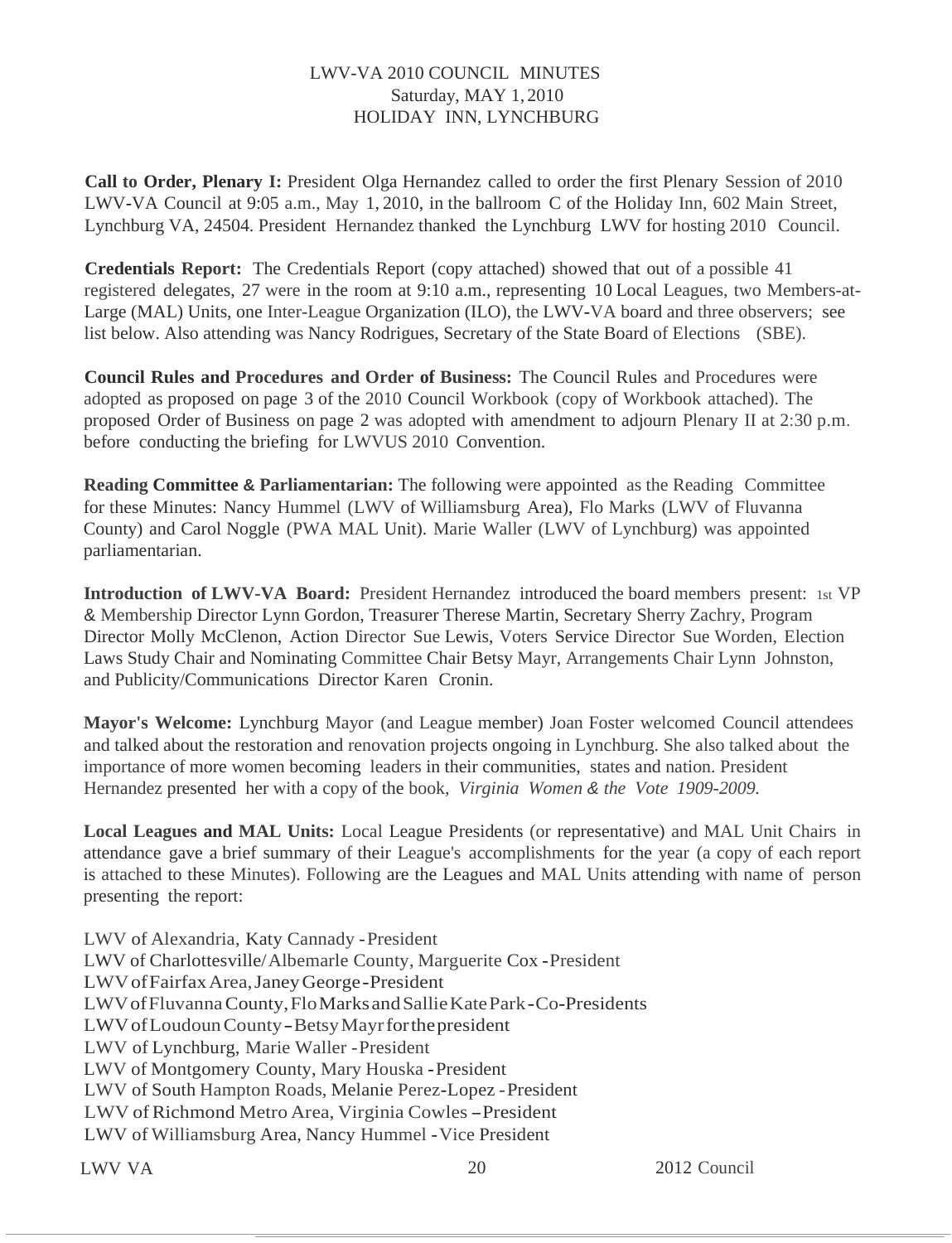# LWV-VA 2010 COUNCIL MINUTES
## Saturday, MAY 1, 2010
## HOLIDAY INN, LYNCHBURG

**Call to Order, Plenary I:** President Olga Hernandez called to order the first Plenary Session of 2010 LWV-VA Council at 9:05 a.m., May 1, 2010, in the ballroom C of the Holiday Inn, 602 Main Street, Lynchburg VA, 24504. President Hernandez thanked the Lynchburg LWV for hosting 2010 Council.

**Credentials Report:** The Credentials Report (copy attached) showed that out of a possible 41 registered delegates, 27 were in the room at 9:10 a.m., representing 10 Local Leagues, two Members-at-Large (MAL) Units, one Inter-League Organization (ILO), the LWV-VA board and three observers; see list below. Also attending was Nancy Rodrigues, Secretary of the State Board of Elections (SBE).

**Council Rules and Procedures and Order of Business:** The Council Rules and Procedures were adopted as proposed on page 3 of the 2010 Council Workbook (copy of Workbook attached). The proposed Order of Business on page 2 was adopted with amendment to adjourn Plenary II at 2:30 p.m. before conducting the briefing for LWVUS 2010 Convention.

**Reading Committee & Parliamentarian:** The following were appointed as the Reading Committee for these Minutes: Nancy Hummel (LWV of Williamsburg Area), Flo Marks (LWV of Fluvanna County) and Carol Noggle (PWA MAL Unit). Marie Waller (LWV of Lynchburg) was appointed parliamentarian.

**Introduction of LWV-VA Board:** President Hernandez introduced the board members present: 1st VP & Membership Director Lynn Gordon, Treasurer Therese Martin, Secretary Sherry Zachry, Program Director Molly McClenon, Action Director Sue Lewis, Voters Service Director Sue Worden, Election Laws Study Chair and Nominating Committee Chair Betsy Mayr, Arrangements Chair Lynn Johnston, and Publicity/Communications Director Karen Cronin.

**Mayor's Welcome:** Lynchburg Mayor (and League member) Joan Foster welcomed Council attendees and talked about the restoration and renovation projects ongoing in Lynchburg. She also talked about the importance of more women becoming leaders in their communities, states and nation. President Hernandez presented her with a copy of the book, *Virginia Women & the Vote 1909-2009.*

**Local Leagues and MAL Units:** Local League Presidents (or representative) and MAL Unit Chairs in attendance gave a brief summary of their League's accomplishments for the year (a copy of each report is attached to these Minutes). Following are the Leagues and MAL Units attending with name of person presenting the report:

LWV of Alexandria, Katy Cannady - President
LWV of Charlottesville/Albemarle County, Marguerite Cox - President
LWV of Fairfax Area, Janey George - President
LWV of Fluvanna County, Flo Marks and Sallie Kate Park - Co-Presidents
LWV of Loudoun County – Betsy Mayr for the president
LWV of Lynchburg, Marie Waller - President
LWV of Montgomery County, Mary Houska - President
LWV of South Hampton Roads, Melanie Perez-Lopez - President
LWV of Richmond Metro Area, Virginia Cowles – President
LWV of Williamsburg Area, Nancy Hummel - Vice President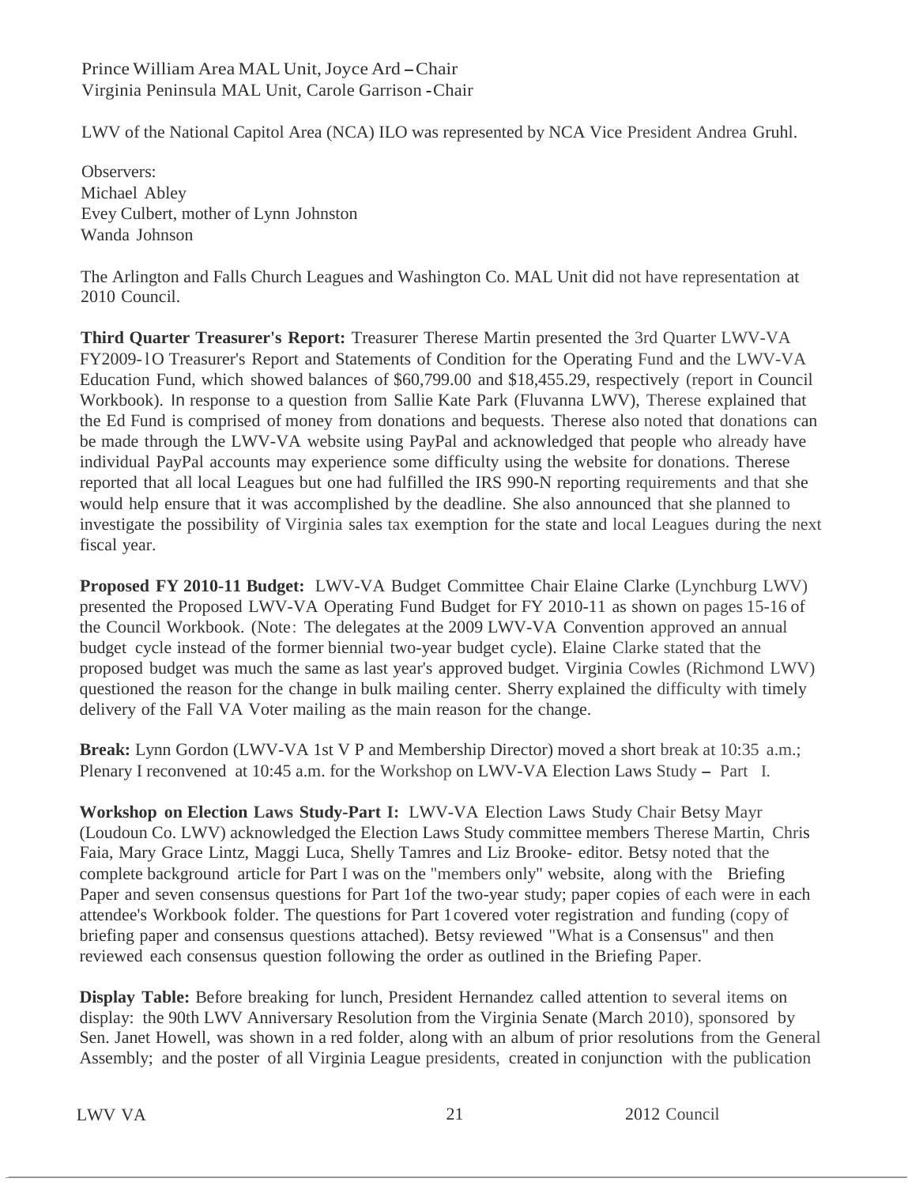Prince William Area MAL Unit, Joyce Ard – Chair
Virginia Peninsula MAL Unit, Carole Garrison - Chair

LWV of the National Capitol Area (NCA) ILO was represented by NCA Vice President Andrea Gruhl.

Observers:
Michael Abley
Evey Culbert, mother of Lynn Johnston
Wanda Johnson

The Arlington and Falls Church Leagues and Washington Co. MAL Unit did not have representation at 2010 Council.

**Third Quarter Treasurer's Report:** Treasurer Therese Martin presented the 3rd Quarter LWV-VA FY2009-1O Treasurer's Report and Statements of Condition for the Operating Fund and the LWV-VA Education Fund, which showed balances of $60,799.00 and $18,455.29, respectively (report in Council Workbook). In response to a question from Sallie Kate Park (Fluvanna LWV), Therese explained that the Ed Fund is comprised of money from donations and bequests. Therese also noted that donations can be made through the LWV-VA website using PayPal and acknowledged that people who already have individual PayPal accounts may experience some difficulty using the website for donations. Therese reported that all local Leagues but one had fulfilled the IRS 990-N reporting requirements and that she would help ensure that it was accomplished by the deadline. She also announced that she planned to investigate the possibility of Virginia sales tax exemption for the state and local Leagues during the next fiscal year.

**Proposed FY 2010-11 Budget:** LWV-VA Budget Committee Chair Elaine Clarke (Lynchburg LWV) presented the Proposed LWV-VA Operating Fund Budget for FY 2010-11 as shown on pages 15-16 of the Council Workbook. (Note: The delegates at the 2009 LWV-VA Convention approved an annual budget cycle instead of the former biennial two-year budget cycle). Elaine Clarke stated that the proposed budget was much the same as last year's approved budget. Virginia Cowles (Richmond LWV) questioned the reason for the change in bulk mailing center. Sherry explained the difficulty with timely delivery of the Fall VA Voter mailing as the main reason for the change.

**Break:** Lynn Gordon (LWV-VA 1st V P and Membership Director) moved a short break at 10:35 a.m.; Plenary I reconvened at 10:45 a.m. for the Workshop on LWV-VA Election Laws Study – Part I.

**Workshop on Election Laws Study-Part I:** LWV-VA Election Laws Study Chair Betsy Mayr (Loudoun Co. LWV) acknowledged the Election Laws Study committee members Therese Martin, Chris Faia, Mary Grace Lintz, Maggi Luca, Shelly Tamres and Liz Brooke- editor. Betsy noted that the complete background article for Part I was on the "members only" website, along with the Briefing Paper and seven consensus questions for Part 1of the two-year study; paper copies of each were in each attendee's Workbook folder. The questions for Part 1 covered voter registration and funding (copy of briefing paper and consensus questions attached). Betsy reviewed "What is a Consensus" and then reviewed each consensus question following the order as outlined in the Briefing Paper.

**Display Table:** Before breaking for lunch, President Hernandez called attention to several items on display: the 90th LWV Anniversary Resolution from the Virginia Senate (March 2010), sponsored by Sen. Janet Howell, was shown in a red folder, along with an album of prior resolutions from the General Assembly; and the poster of all Virginia League presidents, created in conjunction with the publication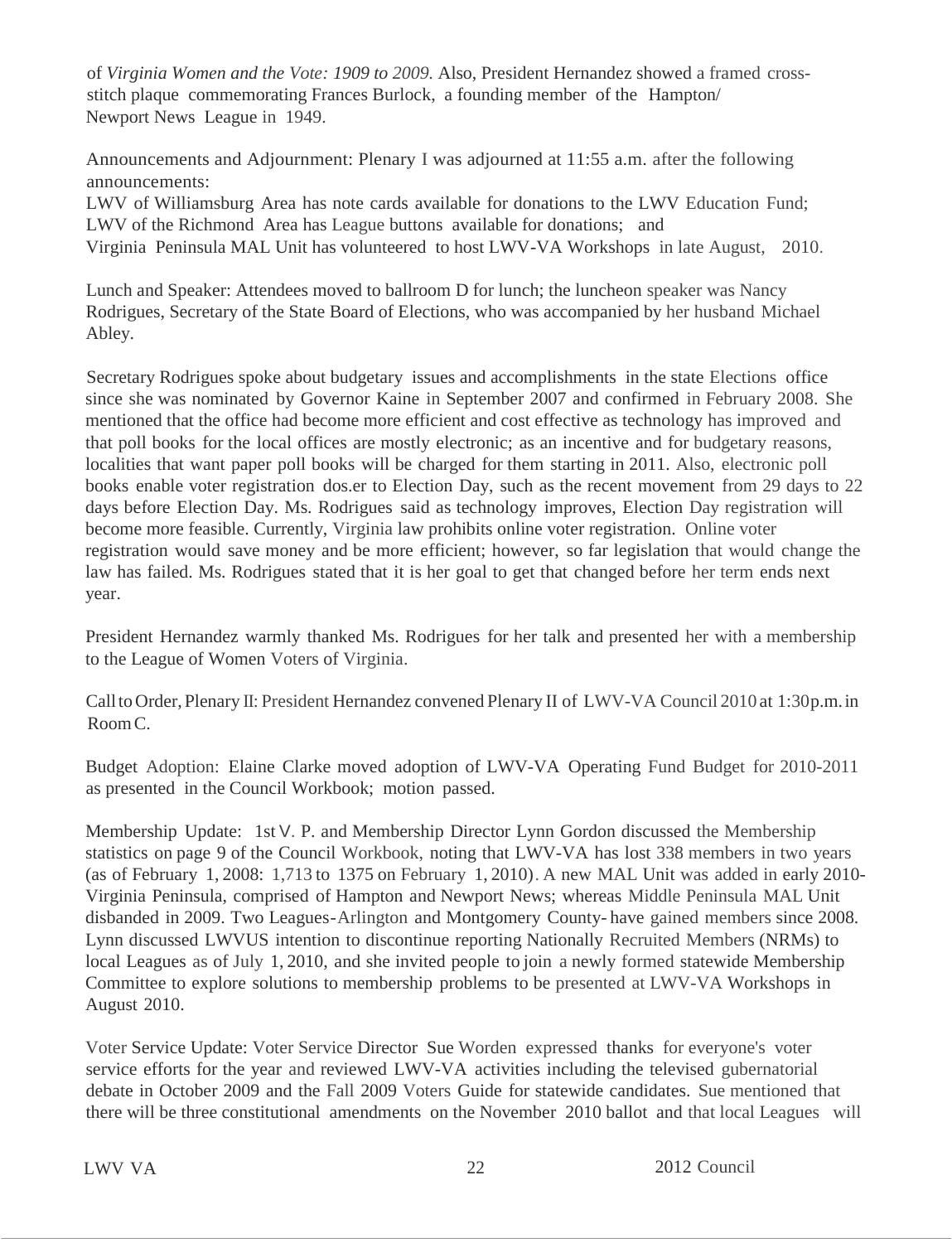of *Virginia Women and the Vote: 1909 to 2009.* Also, President Hernandez showed a framed cross-stitch plaque commemorating Frances Burlock, a founding member of the Hampton/ Newport News League in 1949.

Announcements and Adjournment: Plenary I was adjourned at 11:55 a.m. after the following announcements:
LWV of Williamsburg Area has note cards available for donations to the LWV Education Fund;
LWV of the Richmond Area has League buttons available for donations; and
Virginia Peninsula MAL Unit has volunteered to host LWV-VA Workshops in late August, 2010.

Lunch and Speaker: Attendees moved to ballroom D for lunch; the luncheon speaker was Nancy Rodrigues, Secretary of the State Board of Elections, who was accompanied by her husband Michael Abley.

Secretary Rodrigues spoke about budgetary issues and accomplishments in the state Elections office since she was nominated by Governor Kaine in September 2007 and confirmed in February 2008. She mentioned that the office had become more efficient and cost effective as technology has improved and that poll books for the local offices are mostly electronic; as an incentive and for budgetary reasons, localities that want paper poll books will be charged for them starting in 2011. Also, electronic poll books enable voter registration dos.er to Election Day, such as the recent movement from 29 days to 22 days before Election Day. Ms. Rodrigues said as technology improves, Election Day registration will become more feasible. Currently, Virginia law prohibits online voter registration. Online voter registration would save money and be more efficient; however, so far legislation that would change the law has failed. Ms. Rodrigues stated that it is her goal to get that changed before her term ends next year.

President Hernandez warmly thanked Ms. Rodrigues for her talk and presented her with a membership to the League of Women Voters of Virginia.

Call to Order, Plenary II: President Hernandez convened Plenary II of LWV-VA Council 2010 at 1:30p.m. in Room C.

Budget Adoption: Elaine Clarke moved adoption of LWV-VA Operating Fund Budget for 2010-2011 as presented in the Council Workbook; motion passed.

Membership Update: 1st V. P. and Membership Director Lynn Gordon discussed the Membership statistics on page 9 of the Council Workbook, noting that LWV-VA has lost 338 members in two years (as of February 1, 2008: 1,713 to 1375 on February 1, 2010). A new MAL Unit was added in early 2010-Virginia Peninsula, comprised of Hampton and Newport News; whereas Middle Peninsula MAL Unit disbanded in 2009. Two Leagues-Arlington and Montgomery County- have gained members since 2008. Lynn discussed LWVUS intention to discontinue reporting Nationally Recruited Members (NRMs) to local Leagues as of July 1, 2010, and she invited people to join a newly formed statewide Membership Committee to explore solutions to membership problems to be presented at LWV-VA Workshops in August 2010.

Voter Service Update: Voter Service Director Sue Worden expressed thanks for everyone's voter service efforts for the year and reviewed LWV-VA activities including the televised gubernatorial debate in October 2009 and the Fall 2009 Voters Guide for statewide candidates. Sue mentioned that there will be three constitutional amendments on the November 2010 ballot and that local Leagues will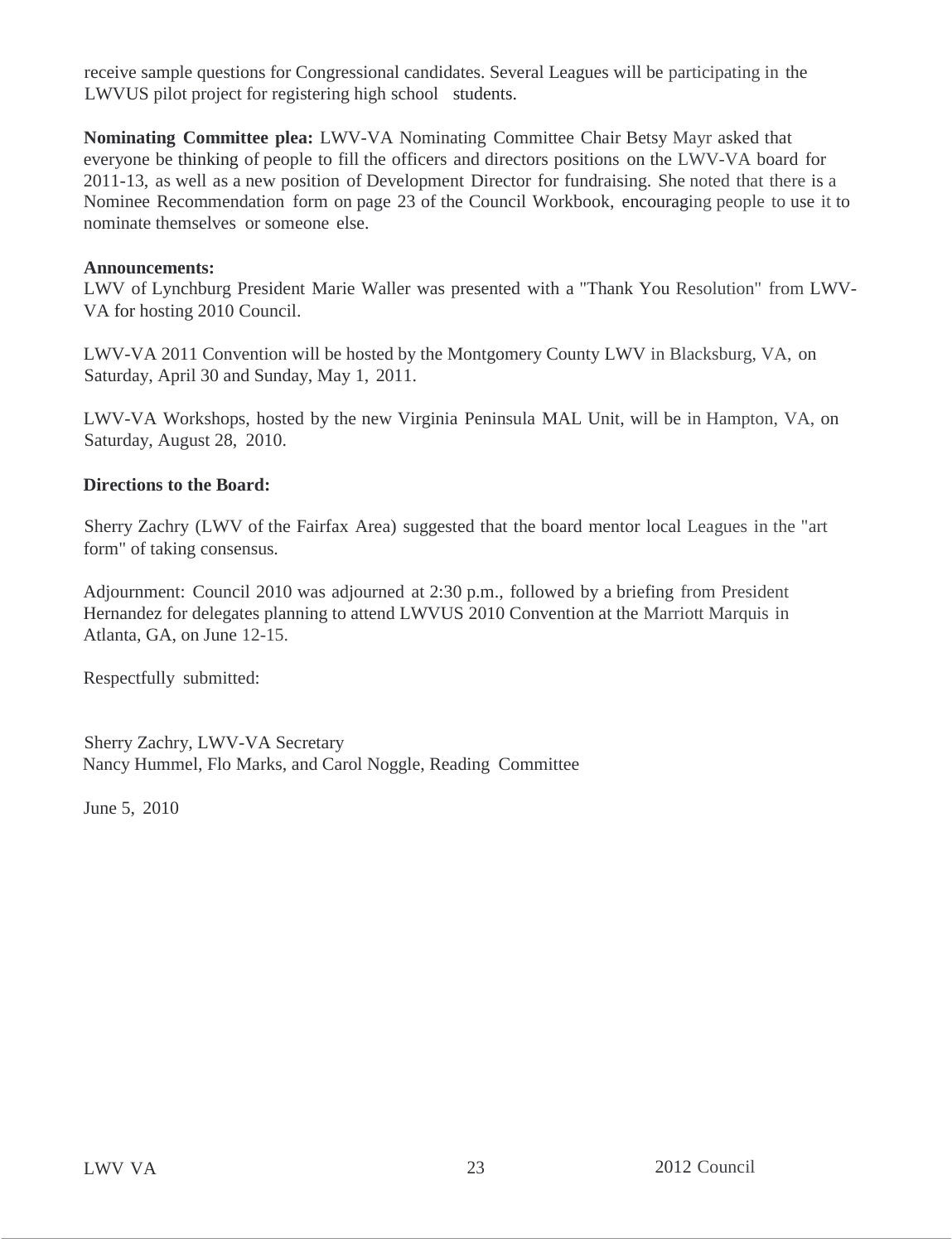receive sample questions for Congressional candidates. Several Leagues will be participating in the LWVUS pilot project for registering high school students.

**Nominating Committee plea:** LWV-VA Nominating Committee Chair Betsy Mayr asked that everyone be thinking of people to fill the officers and directors positions on the LWV-VA board for 2011-13, as well as a new position of Development Director for fundraising. She noted that there is a Nominee Recommendation form on page 23 of the Council Workbook, encouraging people to use it to nominate themselves or someone else.

**Announcements:**

LWV of Lynchburg President Marie Waller was presented with a "Thank You Resolution" from LWV-VA for hosting 2010 Council.

LWV-VA 2011 Convention will be hosted by the Montgomery County LWV in Blacksburg, VA, on Saturday, April 30 and Sunday, May 1, 2011.

LWV-VA Workshops, hosted by the new Virginia Peninsula MAL Unit, will be in Hampton, VA, on Saturday, August 28, 2010.

**Directions to the Board:**

Sherry Zachry (LWV of the Fairfax Area) suggested that the board mentor local Leagues in the "art form" of taking consensus.

Adjournment: Council 2010 was adjourned at 2:30 p.m., followed by a briefing from President Hernandez for delegates planning to attend LWVUS 2010 Convention at the Marriott Marquis in Atlanta, GA, on June 12-15.

Respectfully submitted:

Sherry Zachry, LWV-VA Secretary
Nancy Hummel, Flo Marks, and Carol Noggle, Reading Committee

June 5, 2010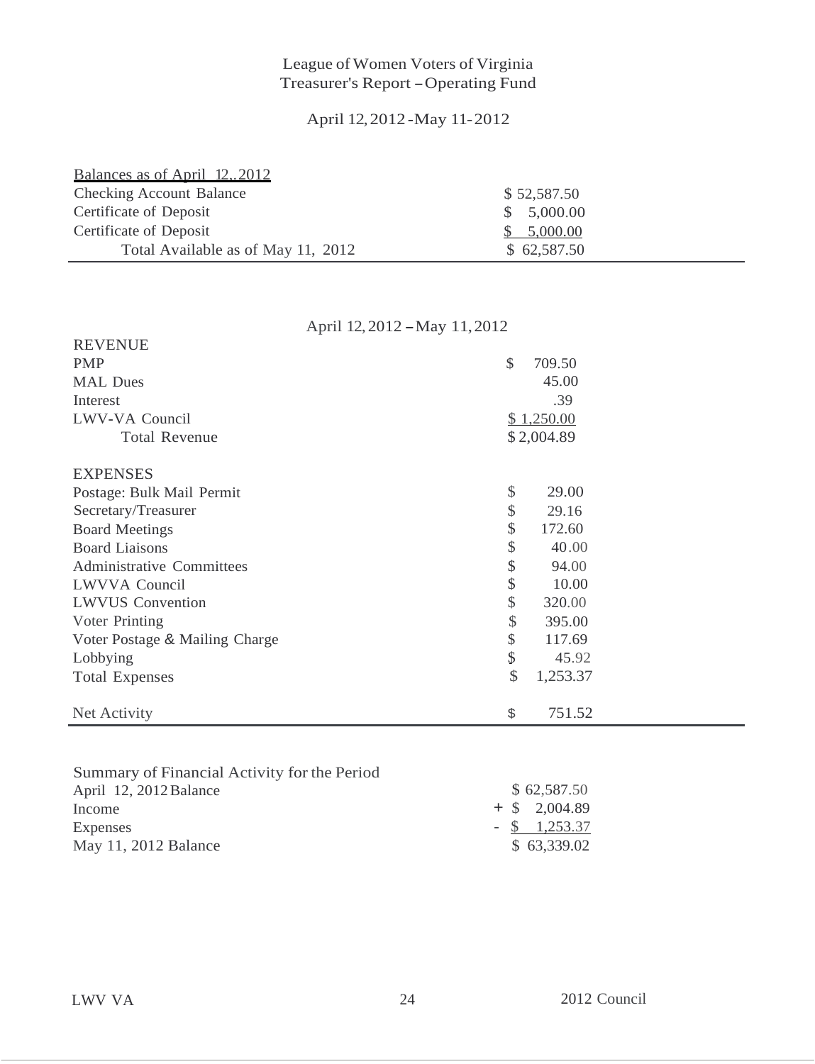# League of Women Voters of Virginia
## Treasurer's Report – Operating Fund

April 12, 2012 - May 11- 2012

| Balances as of April 12,. 2012 | |
|---|---|
| Checking Account Balance | $ 52,587.50 |
| Certificate of Deposit | $ 5,000.00 |
| Certificate of Deposit | $ 5,000.00 |
| Total Available as of May 11, 2012 | $ 62,587.50 |

April 12, 2012 – May 11, 2012

| REVENUE | |
|---|---|
| PMP | $ 709.50 |
| MAL Dues | 45.00 |
| Interest | .39 |
| LWV-VA Council | $ 1,250.00 |
| Total Revenue | $ 2,004.89 |
| | |
| **EXPENSES** | |
| Postage: Bulk Mail Permit | $ 29.00 |
| Secretary/Treasurer | $ 29.16 |
| Board Meetings | $ 172.60 |
| Board Liaisons | $ 40.00 |
| Administrative Committees | $ 94.00 |
| LWVVA Council | $ 10.00 |
| LWVUS Convention | $ 320.00 |
| Voter Printing | $ 395.00 |
| Voter Postage & Mailing Charge | $ 117.69 |
| Lobbying | $ 45.92 |
| Total Expenses | $ 1,253.37 |
| | |
| Net Activity | $ 751.52 |

| Summary of Financial Activity for the Period | |
|---|---|
| April 12, 2012 Balance | $ 62,587.50 |
| Income | + $ 2,004.89 |
| Expenses | - $ 1,253.37 |
| May 11, 2012 Balance | $ 63,339.02 |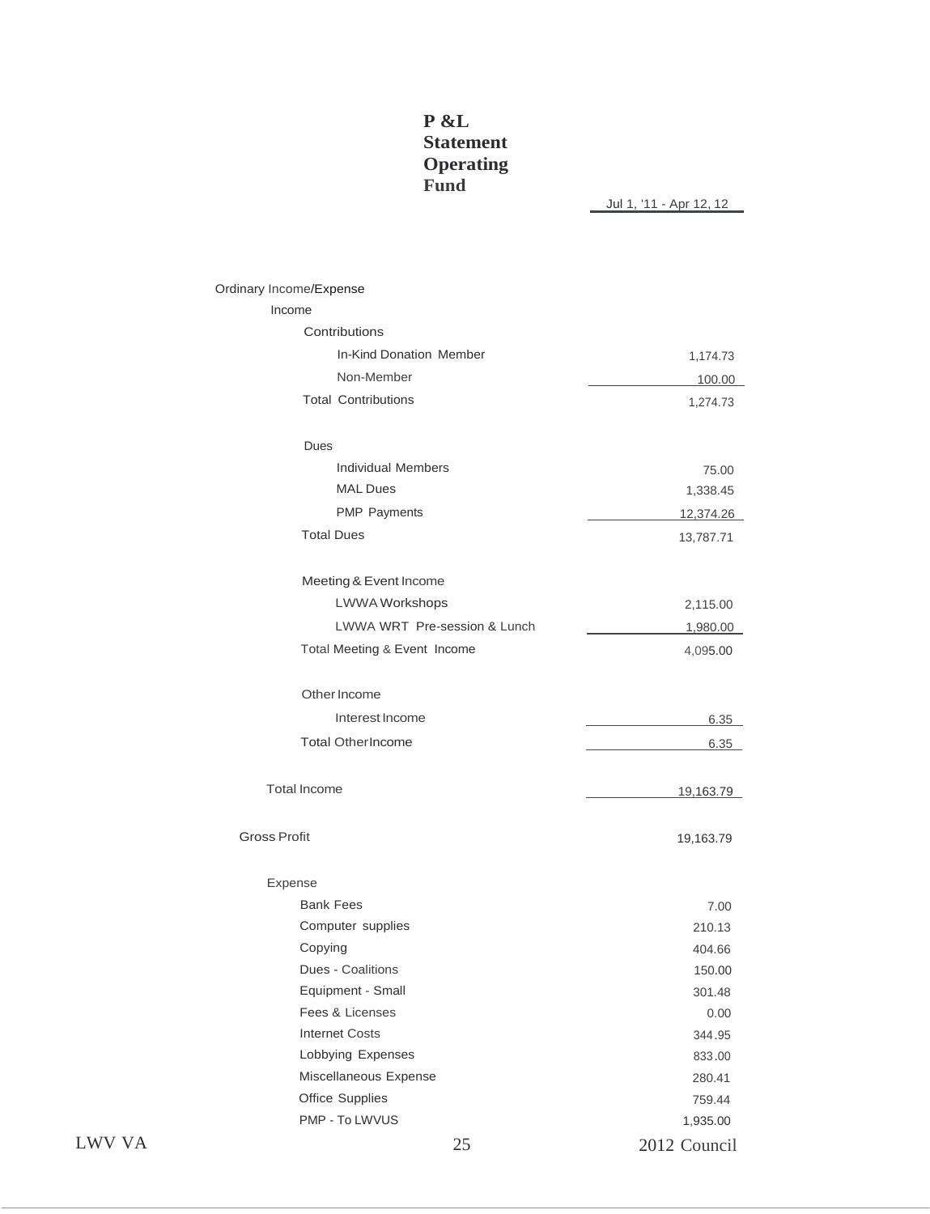**P &L Statement Operating Fund**

| | Jul 1, '11 - Apr 12, 12 |
|---|---|
| Ordinary Income/Expense | |
| Income | |
| Contributions | |
| In-Kind Donation Member | 1,174.73 |
| Non-Member | 100.00 |
| Total Contributions | 1,274.73 |
| Dues | |
| Individual Members | 75.00 |
| MAL Dues | 1,338.45 |
| PMP Payments | 12,374.26 |
| Total Dues | 13,787.71 |
| Meeting & Event Income | |
| LWWA Workshops | 2,115.00 |
| LWWA WRT Pre-session & Lunch | 1,980.00 |
| Total Meeting & Event Income | 4,095.00 |
| Other Income | |
| Interest Income | 6.35 |
| Total Other Income | 6.35 |
| Total Income | 19,163.79 |
| Gross Profit | 19,163.79 |
| Expense | |
| Bank Fees | 7.00 |
| Computer supplies | 210.13 |
| Copying | 404.66 |
| Dues - Coalitions | 150.00 |
| Equipment - Small | 301.48 |
| Fees & Licenses | 0.00 |
| Internet Costs | 344.95 |
| Lobbying Expenses | 833.00 |
| Miscellaneous Expense | 280.41 |
| Office Supplies | 759.44 |
| PMP - To LWVUS | 1,935.00 |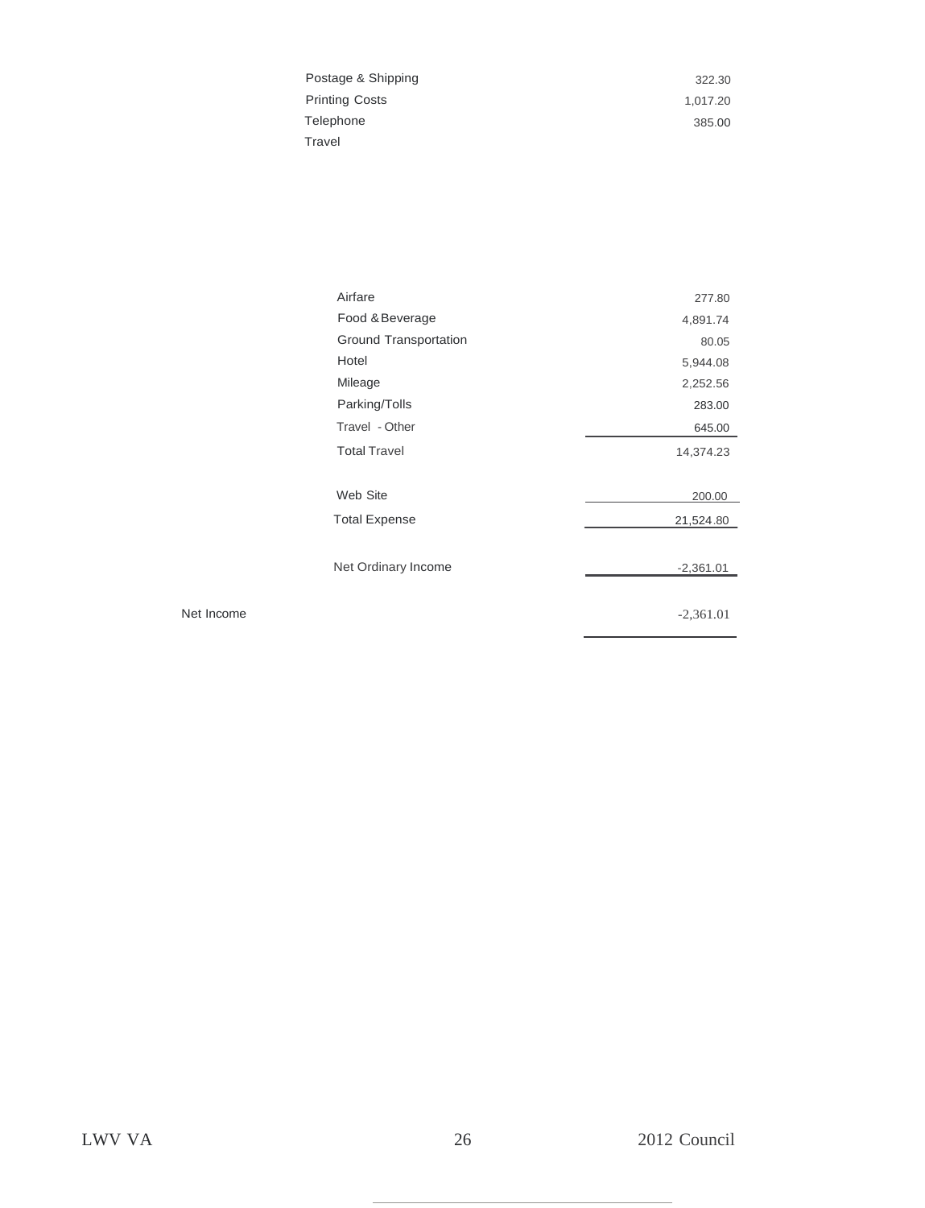| | |
|---|---|
| Postage & Shipping | 322.30 |
| Printing Costs | 1,017.20 |
| Telephone | 385.00 |
| Travel | |
| Airfare | 277.80 |
| Food & Beverage | 4,891.74 |
| Ground Transportation | 80.05 |
| Hotel | 5,944.08 |
| Mileage | 2,252.56 |
| Parking/Tolls | 283.00 |
| Travel - Other | 645.00 |
| Total Travel | 14,374.23 |
| Web Site | 200.00 |
| Total Expense | 21,524.80 |
| Net Ordinary Income | -2,361.01 |
| Net Income | -2,361.01 |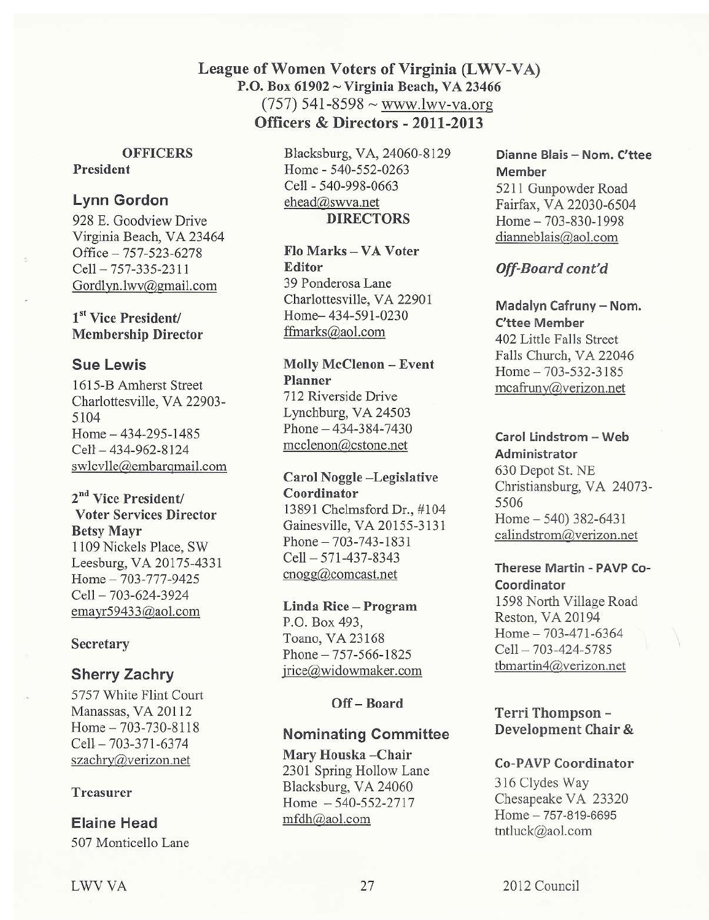# League of Women Voters of Virginia (LWV-VA)

**P.O. Box 61902 ~ Virginia Beach, VA 23466**

(757) 541-8598 ~ www.lwv-va.org

## Officers & Directors - 2011-2013

### OFFICERS

**President**

**Lynn Gordon**

928 E. Goodview Drive
Virginia Beach, VA 23464
Office – 757-523-6278
Cell – 757-335-2311
Gordlyn.lwv@gmail.com

**1st Vice President/ Membership Director**

**Sue Lewis**

1615-B Amherst Street
Charlottesville, VA 22903-5104
Home – 434-295-1485
Cell – 434-962-8124
swlcvlle@embarqmail.com

**2nd Vice President/ Voter Services Director**

**Betsy Mayr**

1109 Nickels Place, SW
Leesburg, VA 20175-4331
Home – 703-777-9425
Cell – 703-624-3924
emayr59433@aol.com

**Secretary**

**Sherry Zachry**

5757 White Flint Court
Manassas, VA 20112
Home – 703-730-8118
Cell – 703-371-6374
szachry@verizon.net

**Treasurer**

**Elaine Head**

507 Monticello Lane
Blacksburg, VA, 24060-8129
Home - 540-552-0263
Cell - 540-998-0663
ehead@swva.net

### DIRECTORS

**Flo Marks – VA Voter Editor**

39 Ponderosa Lane
Charlottesville, VA 22901
Home– 434-591-0230
ffmarks@aol.com

**Molly McClenon – Event Planner**

712 Riverside Drive
Lynchburg, VA 24503
Phone – 434-384-7430
mcclenon@cstone.net

**Carol Noggle –Legislative Coordinator**

13891 Chelmsford Dr., #104
Gainesville, VA 20155-3131
Phone – 703-743-1831
Cell – 571-437-8343
cnogg@comcast.net

**Linda Rice – Program**

P.O. Box 493,
Toano, VA 23168
Phone – 757-566-1825
jrice@widowmaker.com

### Off – Board

### Nominating Committee

**Mary Houska –Chair**

2301 Spring Hollow Lane
Blacksburg, VA 24060
Home – 540-552-2717
mfdh@aol.com

**Dianne Blais – Nom. C'ttee Member**

5211 Gunpowder Road
Fairfax, VA 22030-6504
Home – 703-830-1998
dianneblais@aol.com

### *Off-Board cont'd*

**Madalyn Cafruny – Nom. C'ttee Member**

402 Little Falls Street
Falls Church, VA 22046
Home – 703-532-3185
mcafruny@verizon.net

**Carol Lindstrom – Web Administrator**

630 Depot St. NE
Christiansburg, VA 24073-5506
Home – 540) 382-6431
calindstrom@verizon.net

**Therese Martin - PAVP Co-Coordinator**

1598 North Village Road
Reston, VA 20194
Home – 703-471-6364
Cell – 703-424-5785
tbmartin4@verizon.net

**Terri Thompson – Development Chair &**

**Co-PAVP Coordinator**

316 Clydes Way
Chesapeake VA 23320
Home – 757-819-6695
tntluck@aol.com